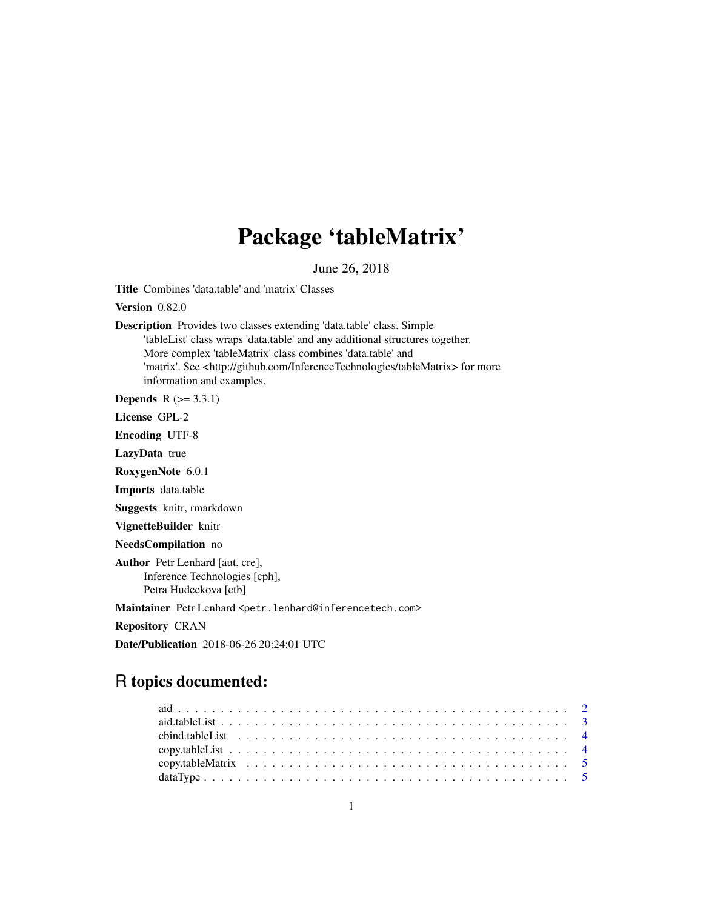# Package 'tableMatrix'

June 26, 2018

**Title** Combines 'data.table' and 'matrix' Classes

**Version** 0.82.0

**Description** Provides two classes extending 'data.table' class. Simple 'tableList' class wraps 'data.table' and any additional structures together. More complex 'tableMatrix' class combines 'data.table' and 'matrix'. See <http://github.com/InferenceTechnologies/tableMatrix> for more information and examples.

**Depends** R (>= 3.3.1)

**License** GPL-2

**Encoding** UTF-8

**LazyData** true

**RoxygenNote** 6.0.1

**Imports** data.table

**Suggests** knitr, rmarkdown

**VignetteBuilder** knitr

**NeedsCompilation** no

**Author** Petr Lenhard [aut, cre],
Inference Technologies [cph],
Petra Hudeckova [ctb]

**Maintainer** Petr Lenhard <petr.lenhard@inferencetech.com>

**Repository** CRAN

**Date/Publication** 2018-06-26 20:24:01 UTC

## R topics documented:

| | |
|---|---|
| aid | 2 |
| aid.tableList | 3 |
| cbind.tableList | 4 |
| copy.tableList | 4 |
| copy.tableMatrix | 5 |
| dataType | 5 |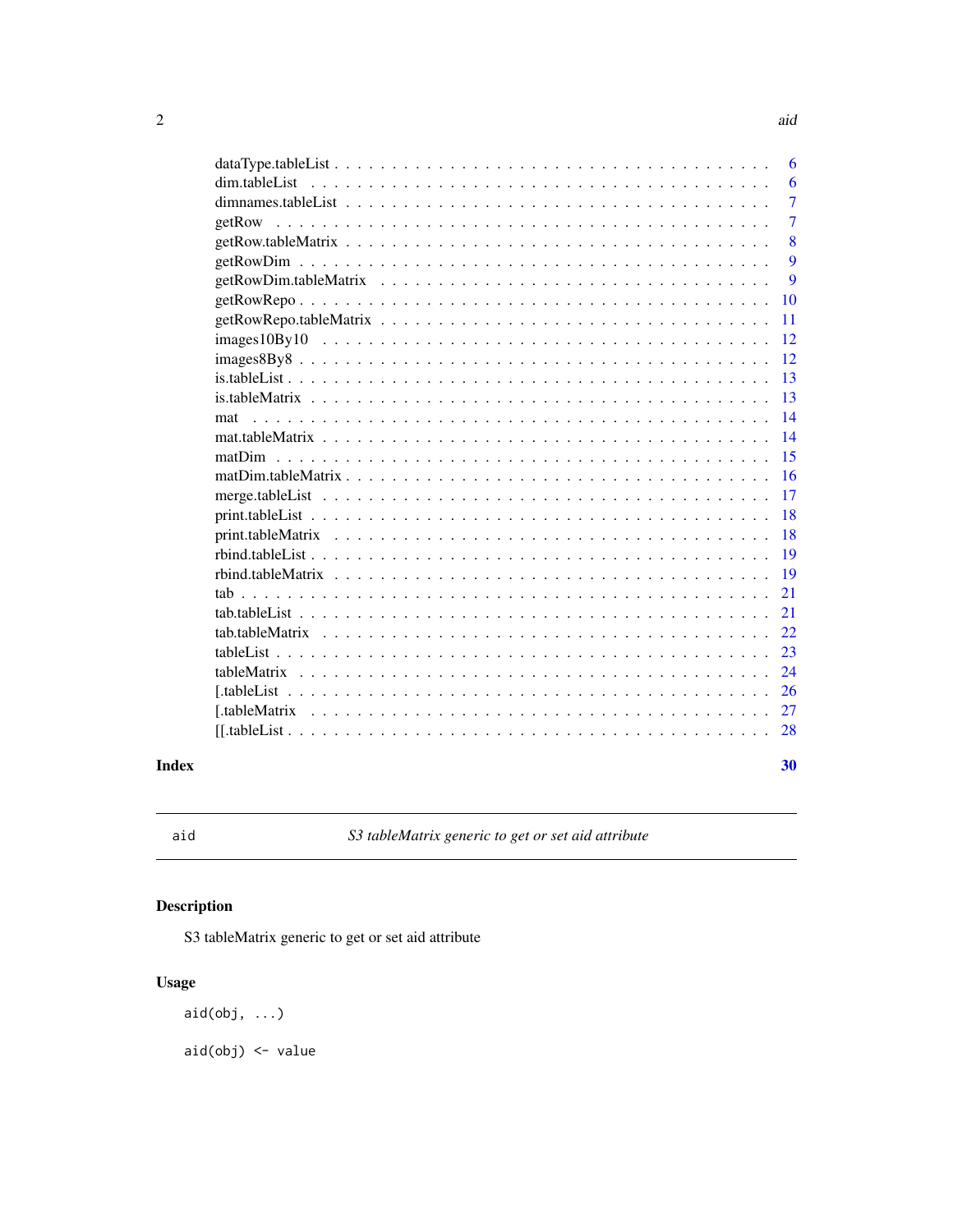dataType.tableList . . . . . . . . . . . . . . . . . . . . . . . . . . . . . . . . . . 6
dim.tableList . . . . . . . . . . . . . . . . . . . . . . . . . . . . . . . . . . . . 6
dimnames.tableList . . . . . . . . . . . . . . . . . . . . . . . . . . . . . . . . . 7
getRow . . . . . . . . . . . . . . . . . . . . . . . . . . . . . . . . . . . . . . . 7
getRow.tableMatrix . . . . . . . . . . . . . . . . . . . . . . . . . . . . . . . . . 8
getRowDim . . . . . . . . . . . . . . . . . . . . . . . . . . . . . . . . . . . . . 9
getRowDim.tableMatrix . . . . . . . . . . . . . . . . . . . . . . . . . . . . . . . 9
getRowRepo . . . . . . . . . . . . . . . . . . . . . . . . . . . . . . . . . . . . . 10
getRowRepo.tableMatrix . . . . . . . . . . . . . . . . . . . . . . . . . . . . . . 11
images10By10 . . . . . . . . . . . . . . . . . . . . . . . . . . . . . . . . . . . 12
images8By8 . . . . . . . . . . . . . . . . . . . . . . . . . . . . . . . . . . . . 12
is.tableList . . . . . . . . . . . . . . . . . . . . . . . . . . . . . . . . . . . . 13
is.tableMatrix . . . . . . . . . . . . . . . . . . . . . . . . . . . . . . . . . . . 13
mat . . . . . . . . . . . . . . . . . . . . . . . . . . . . . . . . . . . . . . . . 14
mat.tableMatrix . . . . . . . . . . . . . . . . . . . . . . . . . . . . . . . . . . 14
matDim . . . . . . . . . . . . . . . . . . . . . . . . . . . . . . . . . . . . . . . 15
matDim.tableMatrix . . . . . . . . . . . . . . . . . . . . . . . . . . . . . . . . . 16
merge.tableList . . . . . . . . . . . . . . . . . . . . . . . . . . . . . . . . . . 17
print.tableList . . . . . . . . . . . . . . . . . . . . . . . . . . . . . . . . . . . 18
print.tableMatrix . . . . . . . . . . . . . . . . . . . . . . . . . . . . . . . . . . 18
rbind.tableList . . . . . . . . . . . . . . . . . . . . . . . . . . . . . . . . . . . 19
rbind.tableMatrix . . . . . . . . . . . . . . . . . . . . . . . . . . . . . . . . . . 19
tab . . . . . . . . . . . . . . . . . . . . . . . . . . . . . . . . . . . . . . . . . 21
tab.tableList . . . . . . . . . . . . . . . . . . . . . . . . . . . . . . . . . . . . 21
tab.tableMatrix . . . . . . . . . . . . . . . . . . . . . . . . . . . . . . . . . . 22
tableList . . . . . . . . . . . . . . . . . . . . . . . . . . . . . . . . . . . . . . 23
tableMatrix . . . . . . . . . . . . . . . . . . . . . . . . . . . . . . . . . . . . . 24
[.tableList . . . . . . . . . . . . . . . . . . . . . . . . . . . . . . . . . . . . . 26
[.tableMatrix . . . . . . . . . . . . . . . . . . . . . . . . . . . . . . . . . . . . 27
[[.tableList . . . . . . . . . . . . . . . . . . . . . . . . . . . . . . . . . . . . 28

**Index** **30**

---

`aid` *S3 tableMatrix generic to get or set aid attribute*

---

## Description

S3 tableMatrix generic to get or set aid attribute

## Usage

```
aid(obj, ...)

aid(obj) <- value
```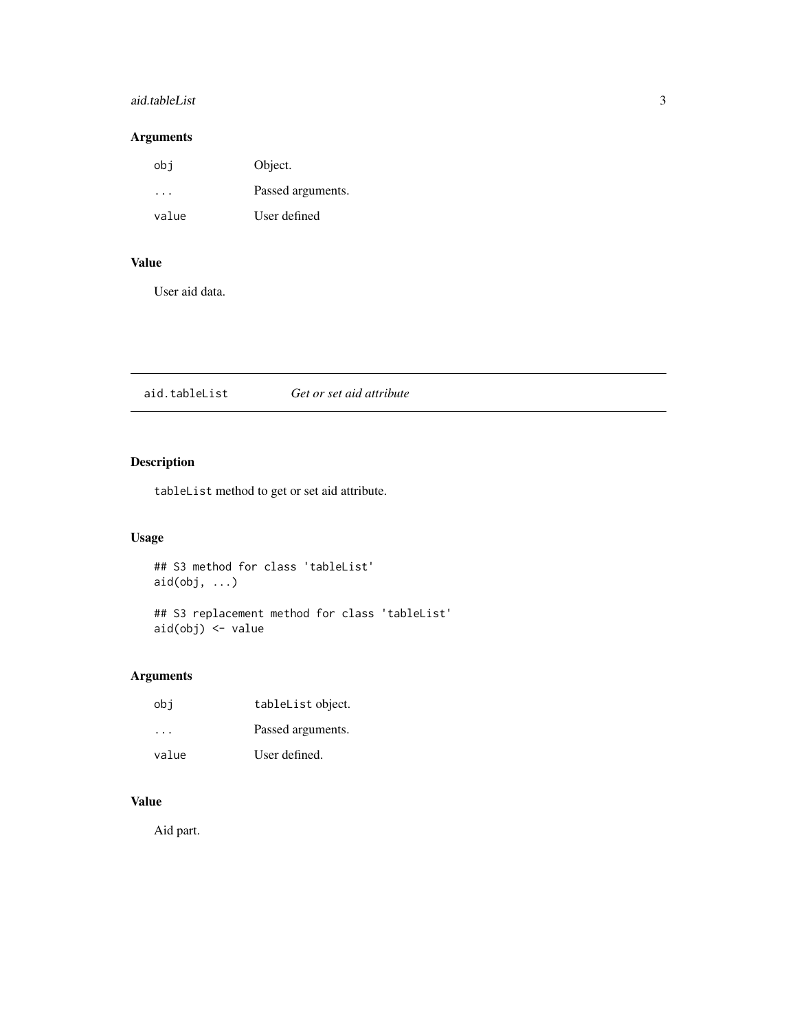### Arguments

| | |
|---|---|
| `obj` | Object. |
| `...` | Passed arguments. |
| `value` | User defined |

### Value

User aid data.

---

## aid.tableList *Get or set aid attribute*

---

### Description

`tableList` method to get or set aid attribute.

### Usage

```
## S3 method for class 'tableList'
aid(obj, ...)

## S3 replacement method for class 'tableList'
aid(obj) <- value
```

### Arguments

| | |
|---|---|
| `obj` | `tableList` object. |
| `...` | Passed arguments. |
| `value` | User defined. |

### Value

Aid part.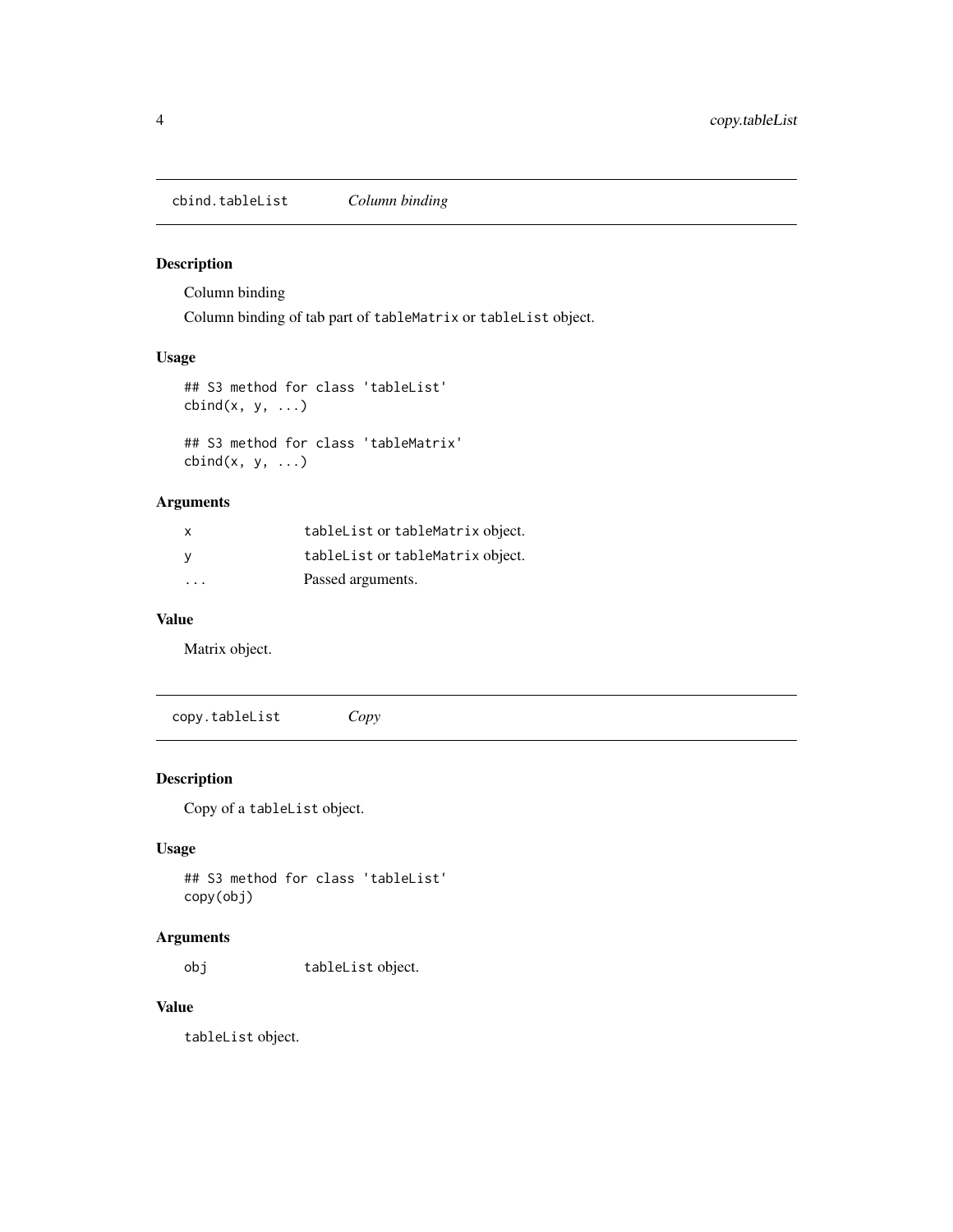## cbind.tableList — *Column binding*

### Description

Column binding

Column binding of tab part of tableMatrix or tableList object.

### Usage

```
## S3 method for class 'tableList'
cbind(x, y, ...)

## S3 method for class 'tableMatrix'
cbind(x, y, ...)
```

### Arguments

| | |
|---|---|
| x | tableList or tableMatrix object. |
| y | tableList or tableMatrix object. |
| ... | Passed arguments. |

### Value

Matrix object.

## copy.tableList — *Copy*

### Description

Copy of a tableList object.

### Usage

```
## S3 method for class 'tableList'
copy(obj)
```

### Arguments

| | |
|---|---|
| obj | tableList object. |

### Value

tableList object.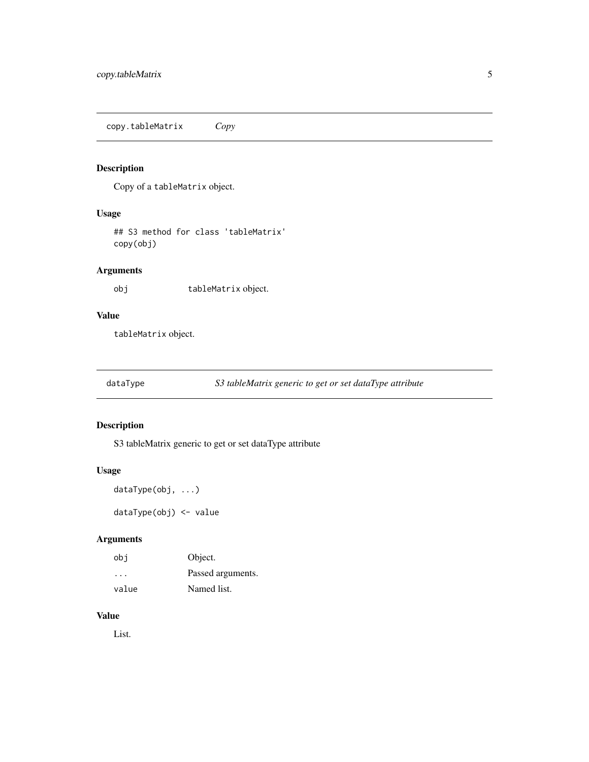## copy.tableMatrix *Copy*

### Description

Copy of a `tableMatrix` object.

### Usage

```
## S3 method for class 'tableMatrix'
copy(obj)
```

### Arguments

| | |
|---|---|
| `obj` | `tableMatrix` object. |

### Value

`tableMatrix` object.

## dataType *S3 tableMatrix generic to get or set dataType attribute*

### Description

S3 tableMatrix generic to get or set dataType attribute

### Usage

```
dataType(obj, ...)

dataType(obj) <- value
```

### Arguments

| | |
|---|---|
| `obj` | Object. |
| `...` | Passed arguments. |
| `value` | Named list. |

### Value

List.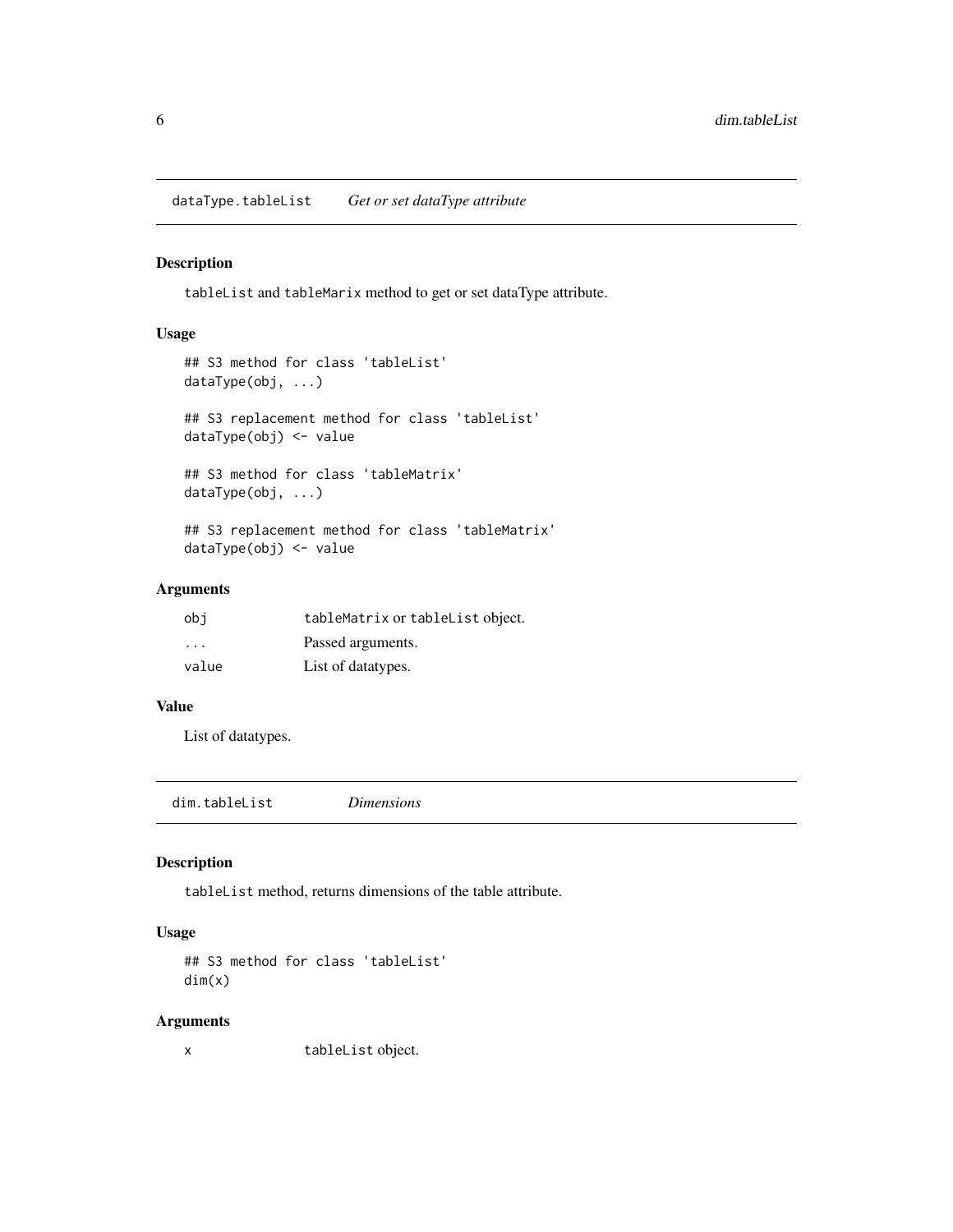## dataType.tableList *Get or set dataType attribute*

### Description

`tableList` and `tableMarix` method to get or set dataType attribute.

### Usage

```
## S3 method for class 'tableList'
dataType(obj, ...)

## S3 replacement method for class 'tableList'
dataType(obj) <- value

## S3 method for class 'tableMatrix'
dataType(obj, ...)

## S3 replacement method for class 'tableMatrix'
dataType(obj) <- value
```

### Arguments

| | |
|---|---|
| `obj` | `tableMatrix` or `tableList` object. |
| `...` | Passed arguments. |
| `value` | List of datatypes. |

### Value

List of datatypes.

## dim.tableList *Dimensions*

### Description

`tableList` method, returns dimensions of the table attribute.

### Usage

```
## S3 method for class 'tableList'
dim(x)
```

### Arguments

| | |
|---|---|
| `x` | `tableList` object. |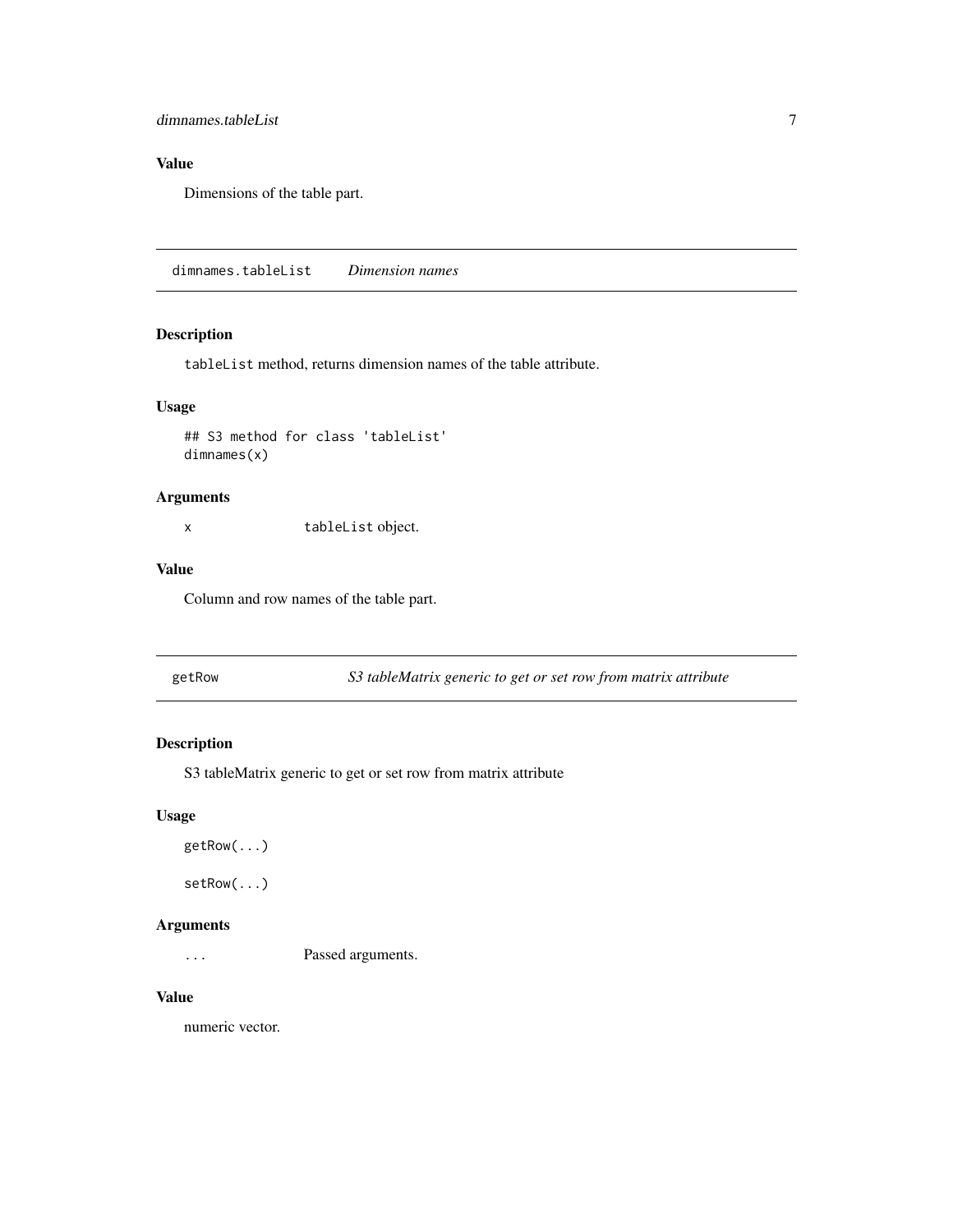## Value

Dimensions of the table part.

---

# dimnames.tableList *Dimension names*

---

## Description

tableList method, returns dimension names of the table attribute.

## Usage

```
## S3 method for class 'tableList'
dimnames(x)
```

## Arguments

| | |
|---|---|
| x | tableList object. |

## Value

Column and row names of the table part.

---

# getRow *S3 tableMatrix generic to get or set row from matrix attribute*

---

## Description

S3 tableMatrix generic to get or set row from matrix attribute

## Usage

```
getRow(...)

setRow(...)
```

## Arguments

| | |
|---|---|
| ... | Passed arguments. |

## Value

numeric vector.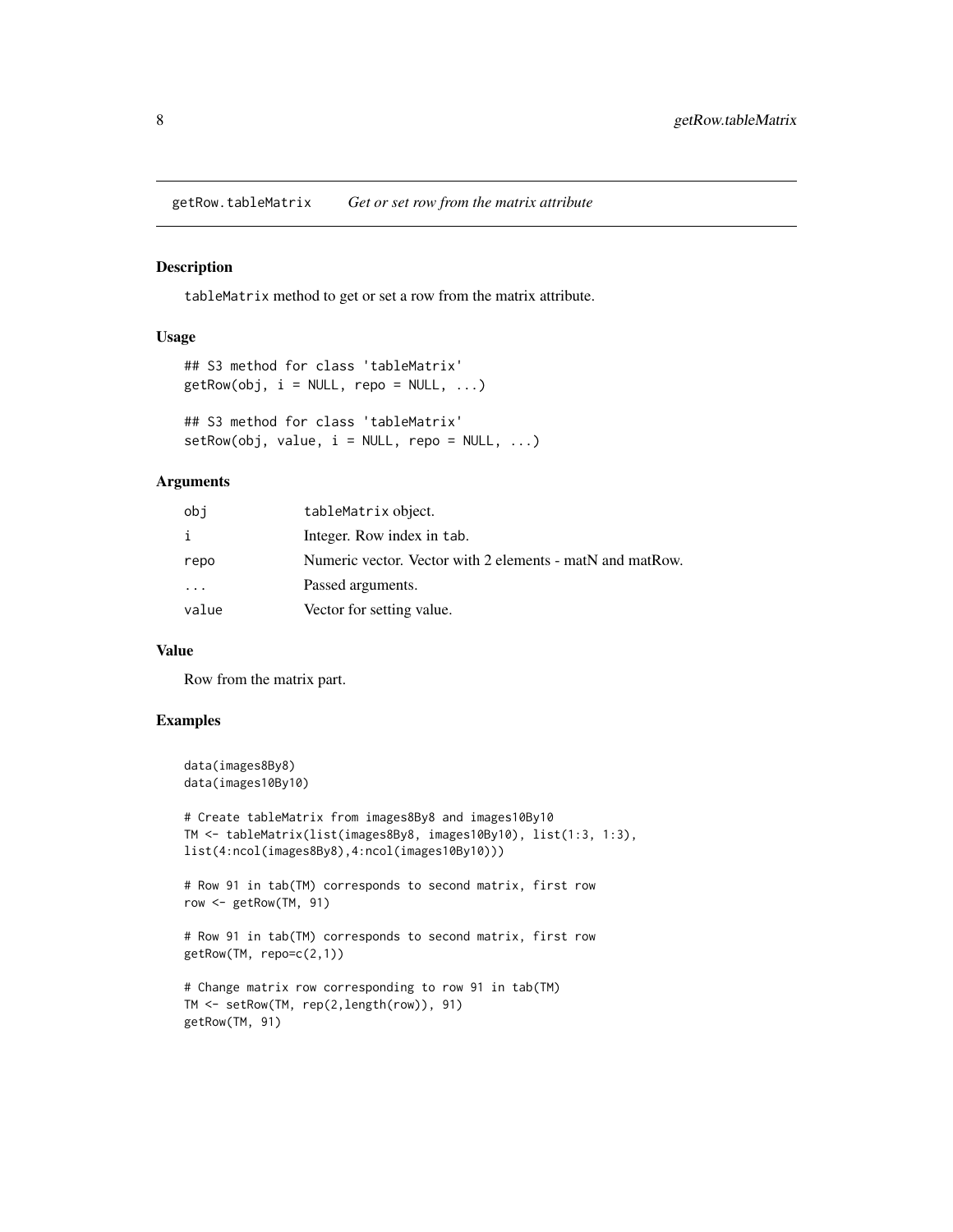## getRow.tableMatrix *Get or set row from the matrix attribute*

### Description

`tableMatrix` method to get or set a row from the matrix attribute.

### Usage

```
## S3 method for class 'tableMatrix'
getRow(obj, i = NULL, repo = NULL, ...)

## S3 method for class 'tableMatrix'
setRow(obj, value, i = NULL, repo = NULL, ...)
```

### Arguments

| | |
|---|---|
| `obj` | `tableMatrix` object. |
| `i` | Integer. Row index in `tab`. |
| `repo` | Numeric vector. Vector with 2 elements - matN and matRow. |
| `...` | Passed arguments. |
| `value` | Vector for setting value. |

### Value

Row from the matrix part.

### Examples

```
data(images8By8)
data(images10By10)

# Create tableMatrix from images8By8 and images10By10
TM <- tableMatrix(list(images8By8, images10By10), list(1:3, 1:3),
list(4:ncol(images8By8),4:ncol(images10By10)))

# Row 91 in tab(TM) corresponds to second matrix, first row
row <- getRow(TM, 91)

# Row 91 in tab(TM) corresponds to second matrix, first row
getRow(TM, repo=c(2,1))

# Change matrix row corresponding to row 91 in tab(TM)
TM <- setRow(TM, rep(2,length(row)), 91)
getRow(TM, 91)
```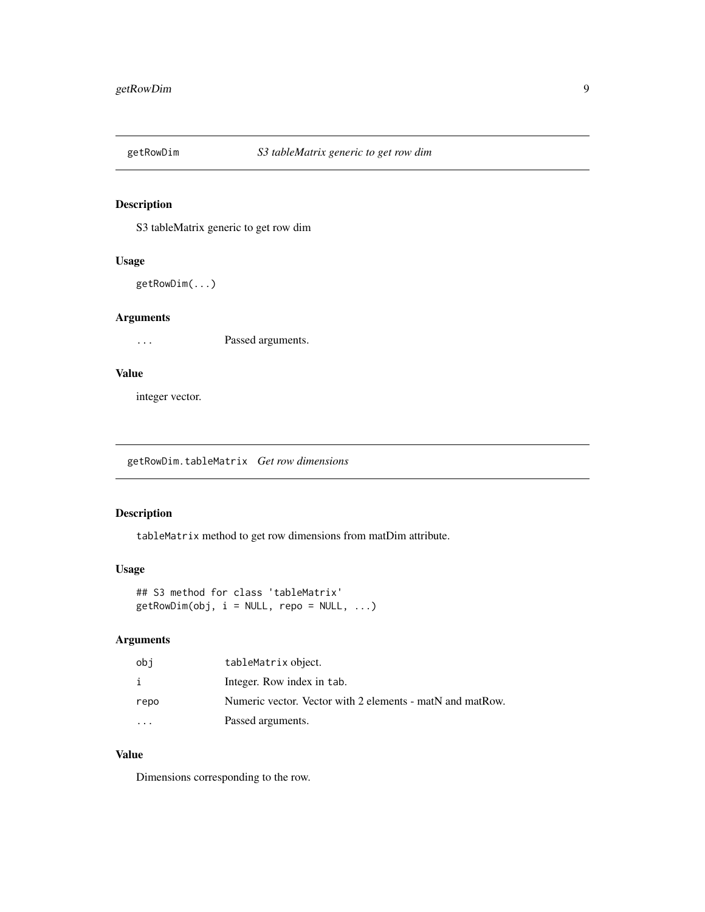## getRowDim — *S3 tableMatrix generic to get row dim*

### Description

S3 tableMatrix generic to get row dim

### Usage

```
getRowDim(...)
```

### Arguments

| | |
|---|---|
| ... | Passed arguments. |

### Value

integer vector.

## getRowDim.tableMatrix — *Get row dimensions*

### Description

`tableMatrix` method to get row dimensions from matDim attribute.

### Usage

```
## S3 method for class 'tableMatrix'
getRowDim(obj, i = NULL, repo = NULL, ...)
```

### Arguments

| | |
|---|---|
| obj | `tableMatrix` object. |
| i | Integer. Row index in `tab`. |
| repo | Numeric vector. Vector with 2 elements - matN and matRow. |
| ... | Passed arguments. |

### Value

Dimensions corresponding to the row.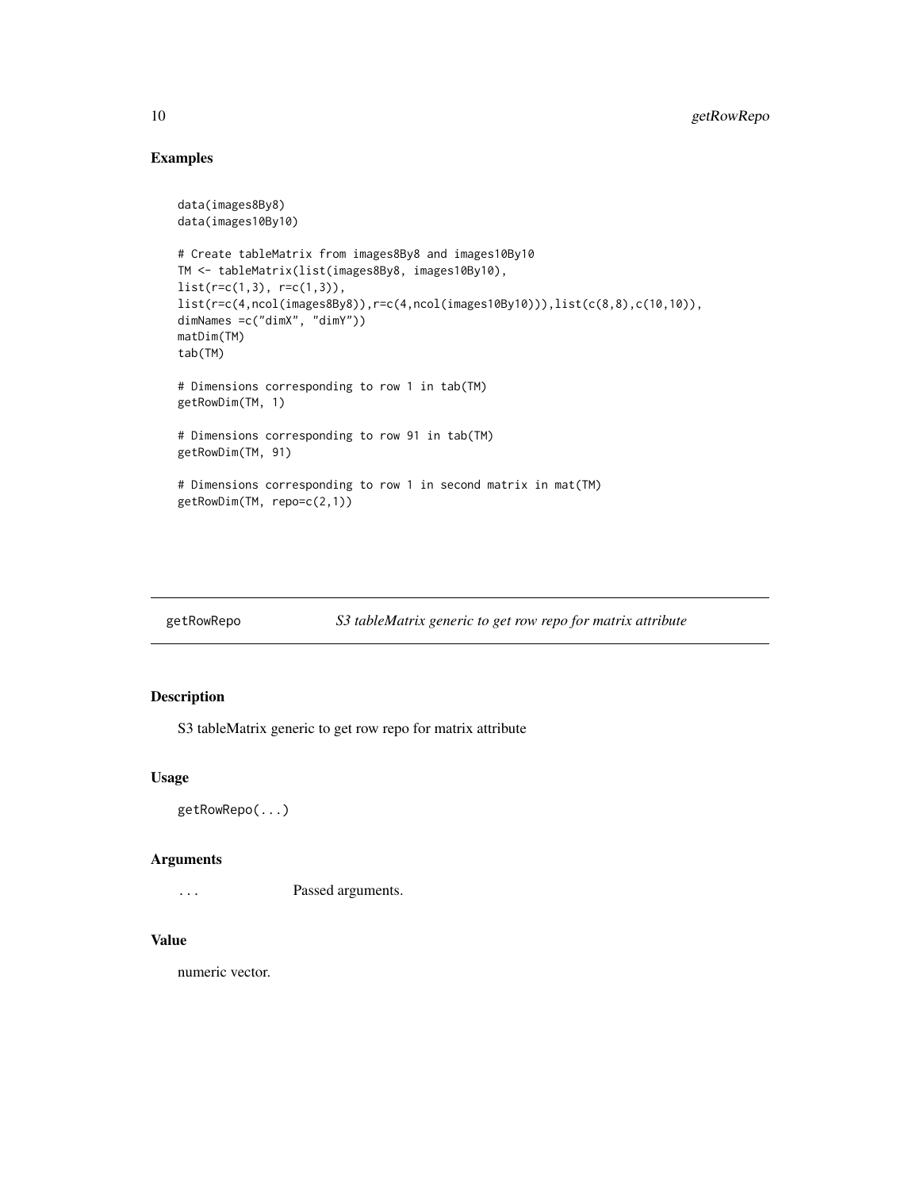## Examples

```
data(images8By8)
data(images10By10)

# Create tableMatrix from images8By8 and images10By10
TM <- tableMatrix(list(images8By8, images10By10),
list(r=c(1,3), r=c(1,3)),
list(r=c(4,ncol(images8By8)),r=c(4,ncol(images10By10))),list(c(8,8),c(10,10)),
dimNames =c("dimX", "dimY"))
matDim(TM)
tab(TM)

# Dimensions corresponding to row 1 in tab(TM)
getRowDim(TM, 1)

# Dimensions corresponding to row 91 in tab(TM)
getRowDim(TM, 91)

# Dimensions corresponding to row 1 in second matrix in mat(TM)
getRowDim(TM, repo=c(2,1))
```

---

## getRowRepo *S3 tableMatrix generic to get row repo for matrix attribute*

### Description

S3 tableMatrix generic to get row repo for matrix attribute

### Usage

```
getRowRepo(...)
```

### Arguments

`...` Passed arguments.

### Value

numeric vector.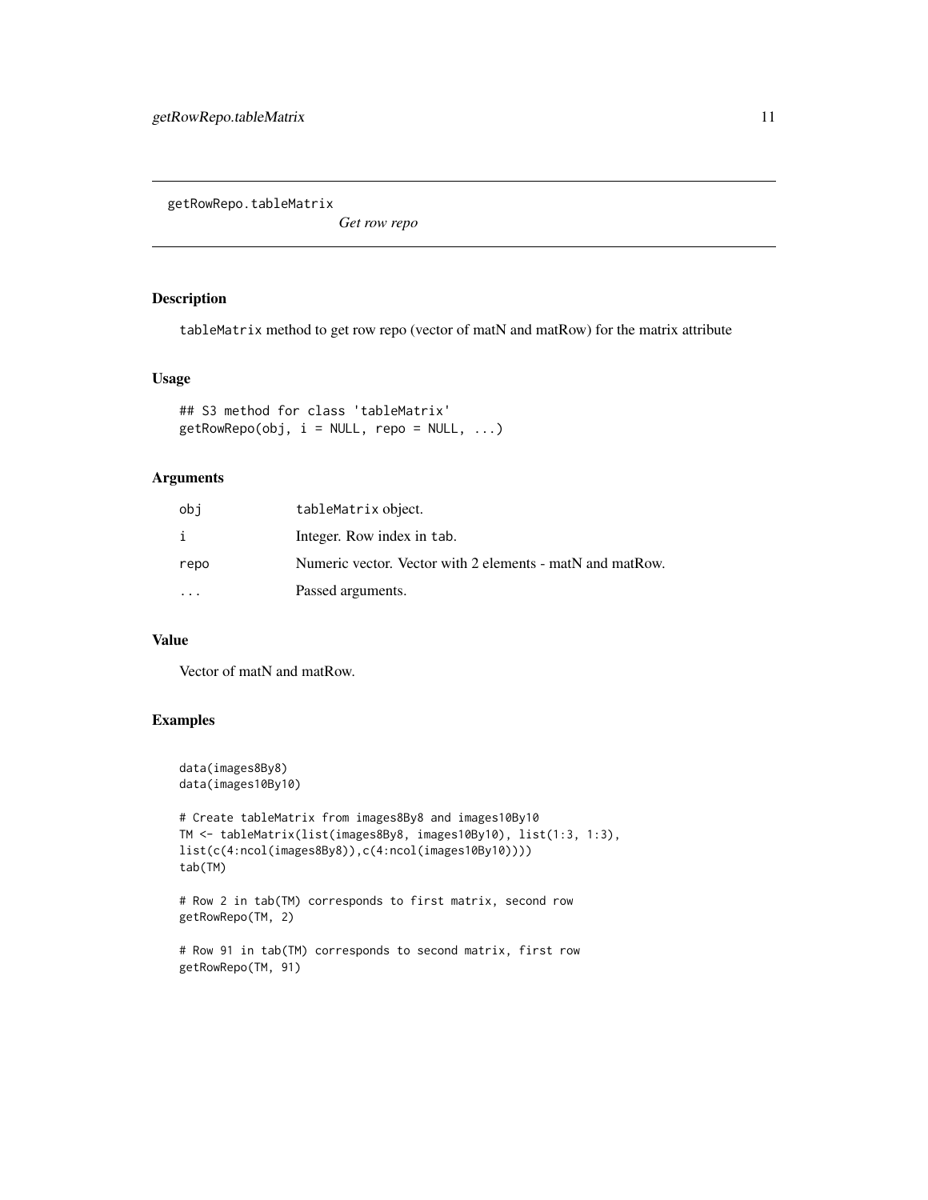# getRowRepo.tableMatrix

*Get row repo*

## Description

tableMatrix method to get row repo (vector of matN and matRow) for the matrix attribute

## Usage

```
## S3 method for class 'tableMatrix'
getRowRepo(obj, i = NULL, repo = NULL, ...)
```

## Arguments

| | |
|---|---|
| obj | tableMatrix object. |
| i | Integer. Row index in tab. |
| repo | Numeric vector. Vector with 2 elements - matN and matRow. |
| ... | Passed arguments. |

## Value

Vector of matN and matRow.

## Examples

```
data(images8By8)
data(images10By10)

# Create tableMatrix from images8By8 and images10By10
TM <- tableMatrix(list(images8By8, images10By10), list(1:3, 1:3),
list(c(4:ncol(images8By8)),c(4:ncol(images10By10))))
tab(TM)

# Row 2 in tab(TM) corresponds to first matrix, second row
getRowRepo(TM, 2)

# Row 91 in tab(TM) corresponds to second matrix, first row
getRowRepo(TM, 91)
```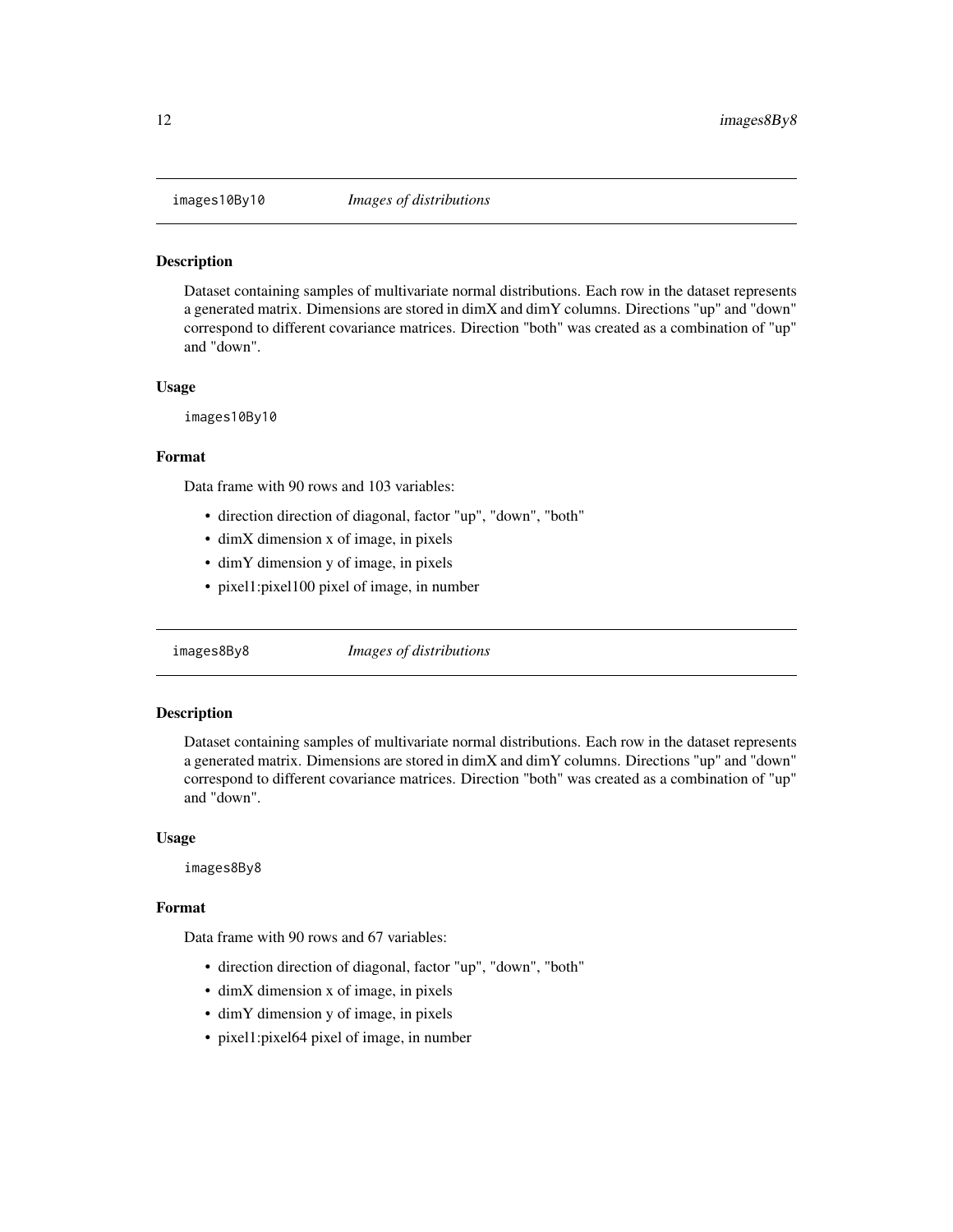## images10By10 *Images of distributions*

### Description

Dataset containing samples of multivariate normal distributions. Each row in the dataset represents a generated matrix. Dimensions are stored in dimX and dimY columns. Directions "up" and "down" correspond to different covariance matrices. Direction "both" was created as a combination of "up" and "down".

### Usage

```
images10By10
```

### Format

Data frame with 90 rows and 103 variables:

- direction direction of diagonal, factor "up", "down", "both"
- dimX dimension x of image, in pixels
- dimY dimension y of image, in pixels
- pixel1:pixel100 pixel of image, in number

## images8By8 *Images of distributions*

### Description

Dataset containing samples of multivariate normal distributions. Each row in the dataset represents a generated matrix. Dimensions are stored in dimX and dimY columns. Directions "up" and "down" correspond to different covariance matrices. Direction "both" was created as a combination of "up" and "down".

### Usage

```
images8By8
```

### Format

Data frame with 90 rows and 67 variables:

- direction direction of diagonal, factor "up", "down", "both"
- dimX dimension x of image, in pixels
- dimY dimension y of image, in pixels
- pixel1:pixel64 pixel of image, in number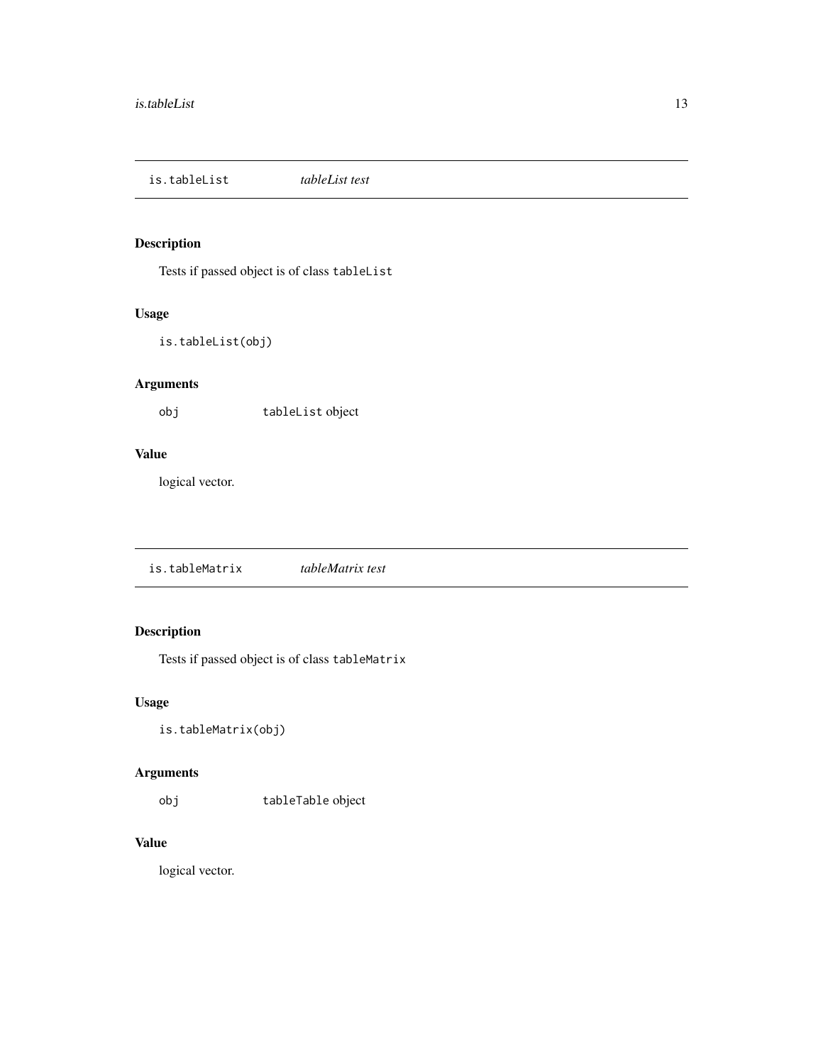## is.tableList *tableList test*

### Description

Tests if passed object is of class `tableList`

### Usage

```
is.tableList(obj)
```

### Arguments

| | |
|---|---|
| `obj` | `tableList` object |

### Value

logical vector.

## is.tableMatrix *tableMatrix test*

### Description

Tests if passed object is of class `tableMatrix`

### Usage

```
is.tableMatrix(obj)
```

### Arguments

| | |
|---|---|
| `obj` | `tableTable` object |

### Value

logical vector.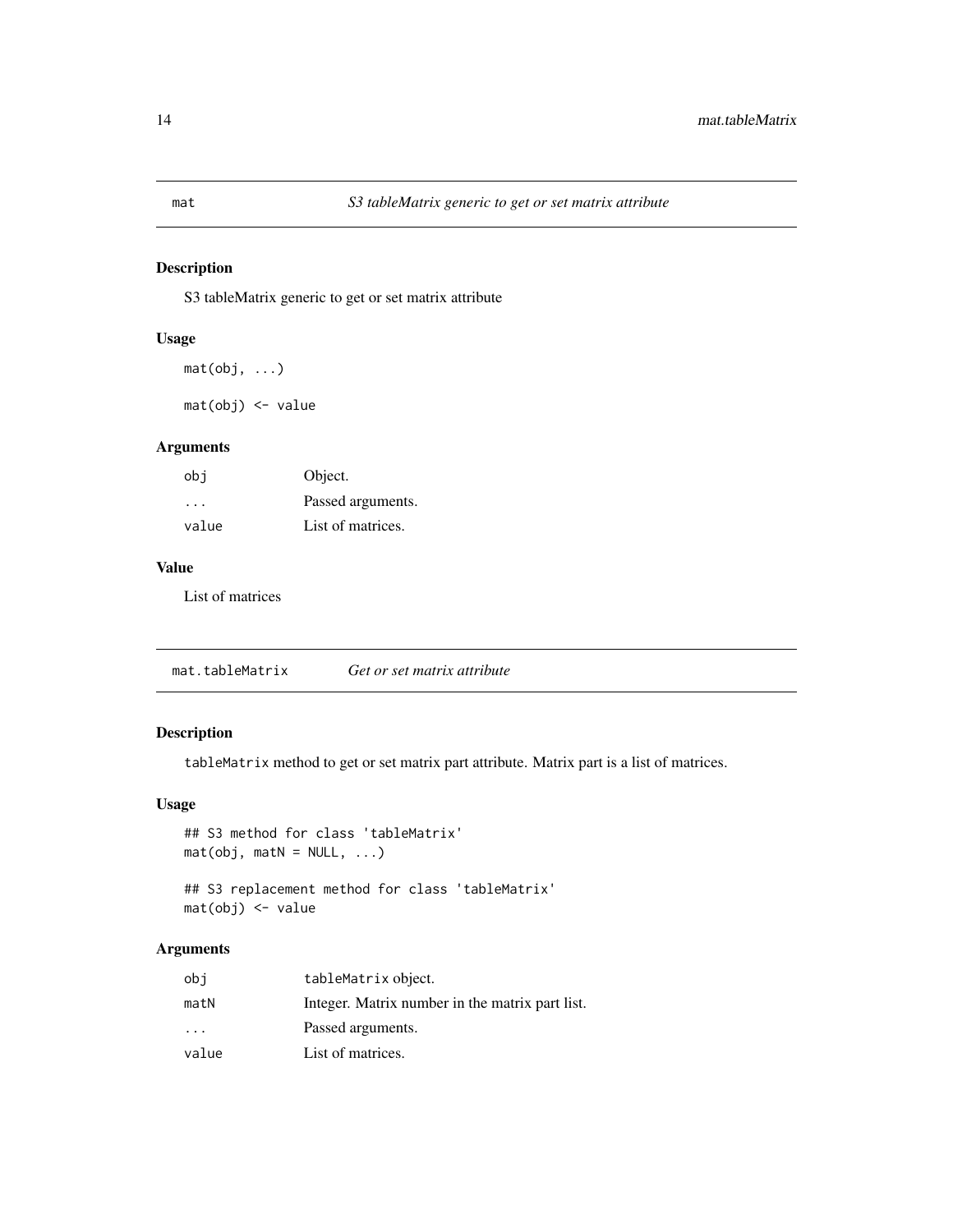## mat — *S3 tableMatrix generic to get or set matrix attribute*

### Description

S3 tableMatrix generic to get or set matrix attribute

### Usage

```
mat(obj, ...)

mat(obj) <- value
```

### Arguments

| | |
|---|---|
| obj | Object. |
| ... | Passed arguments. |
| value | List of matrices. |

### Value

List of matrices

## mat.tableMatrix — *Get or set matrix attribute*

### Description

`tableMatrix` method to get or set matrix part attribute. Matrix part is a list of matrices.

### Usage

```
## S3 method for class 'tableMatrix'
mat(obj, matN = NULL, ...)

## S3 replacement method for class 'tableMatrix'
mat(obj) <- value
```

### Arguments

| | |
|---|---|
| obj | `tableMatrix` object. |
| matN | Integer. Matrix number in the matrix part list. |
| ... | Passed arguments. |
| value | List of matrices. |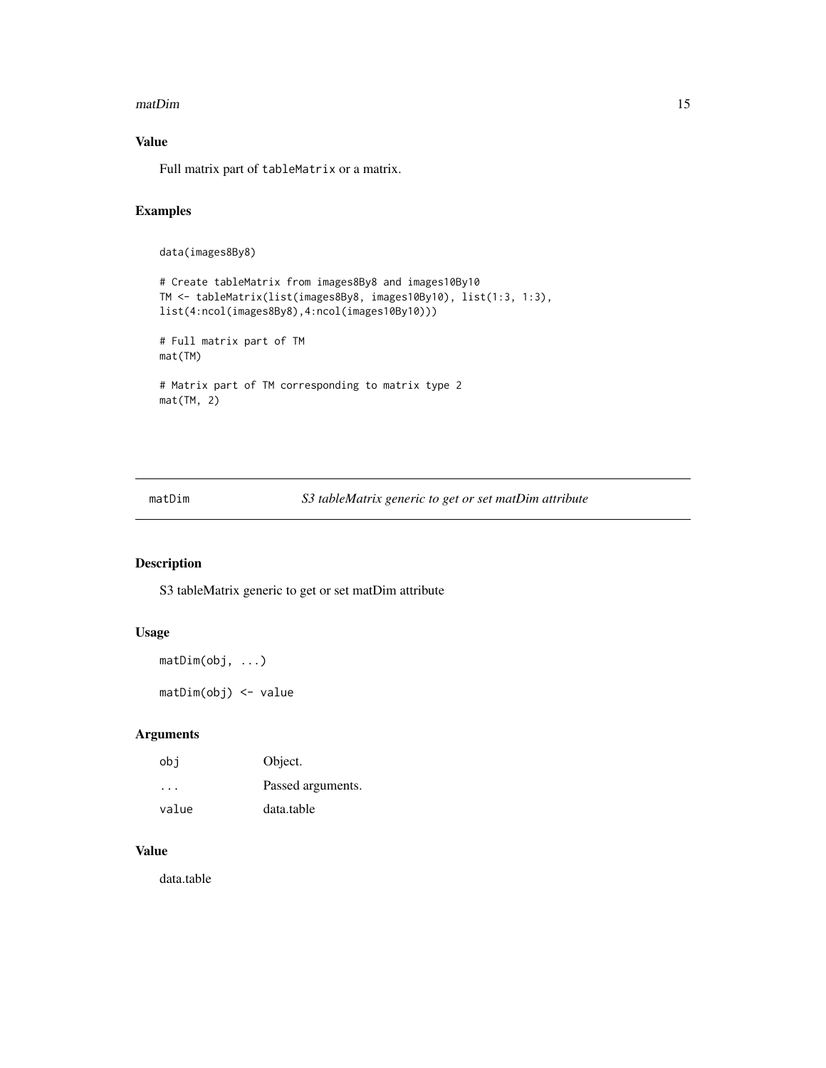## Value

Full matrix part of tableMatrix or a matrix.

## Examples

```
data(images8By8)

# Create tableMatrix from images8By8 and images10By10
TM <- tableMatrix(list(images8By8, images10By10), list(1:3, 1:3),
list(4:ncol(images8By8),4:ncol(images10By10)))

# Full matrix part of TM
mat(TM)

# Matrix part of TM corresponding to matrix type 2
mat(TM, 2)
```

---

# matDim — *S3 tableMatrix generic to get or set matDim attribute*

---

## Description

S3 tableMatrix generic to get or set matDim attribute

## Usage

```
matDim(obj, ...)

matDim(obj) <- value
```

## Arguments

| | |
|---|---|
| obj | Object. |
| ... | Passed arguments. |
| value | data.table |

## Value

data.table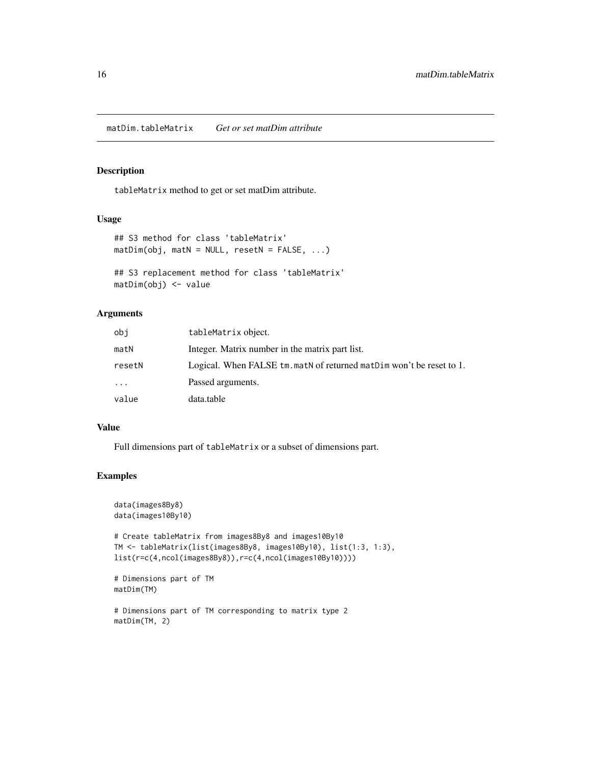## matDim.tableMatrix *Get or set matDim attribute*

### Description

`tableMatrix` method to get or set matDim attribute.

### Usage

```
## S3 method for class 'tableMatrix'
matDim(obj, matN = NULL, resetN = FALSE, ...)

## S3 replacement method for class 'tableMatrix'
matDim(obj) <- value
```

### Arguments

| | |
|---|---|
| `obj` | `tableMatrix` object. |
| `matN` | Integer. Matrix number in the matrix part list. |
| `resetN` | Logical. When FALSE `tm.matN` of returned `matDim` won't be reset to 1. |
| `...` | Passed arguments. |
| `value` | data.table |

### Value

Full dimensions part of `tableMatrix` or a subset of dimensions part.

### Examples

```
data(images8By8)
data(images10By10)

# Create tableMatrix from images8By8 and images10By10
TM <- tableMatrix(list(images8By8, images10By10), list(1:3, 1:3),
list(r=c(4,ncol(images8By8)),r=c(4,ncol(images10By10))))

# Dimensions part of TM
matDim(TM)

# Dimensions part of TM corresponding to matrix type 2
matDim(TM, 2)
```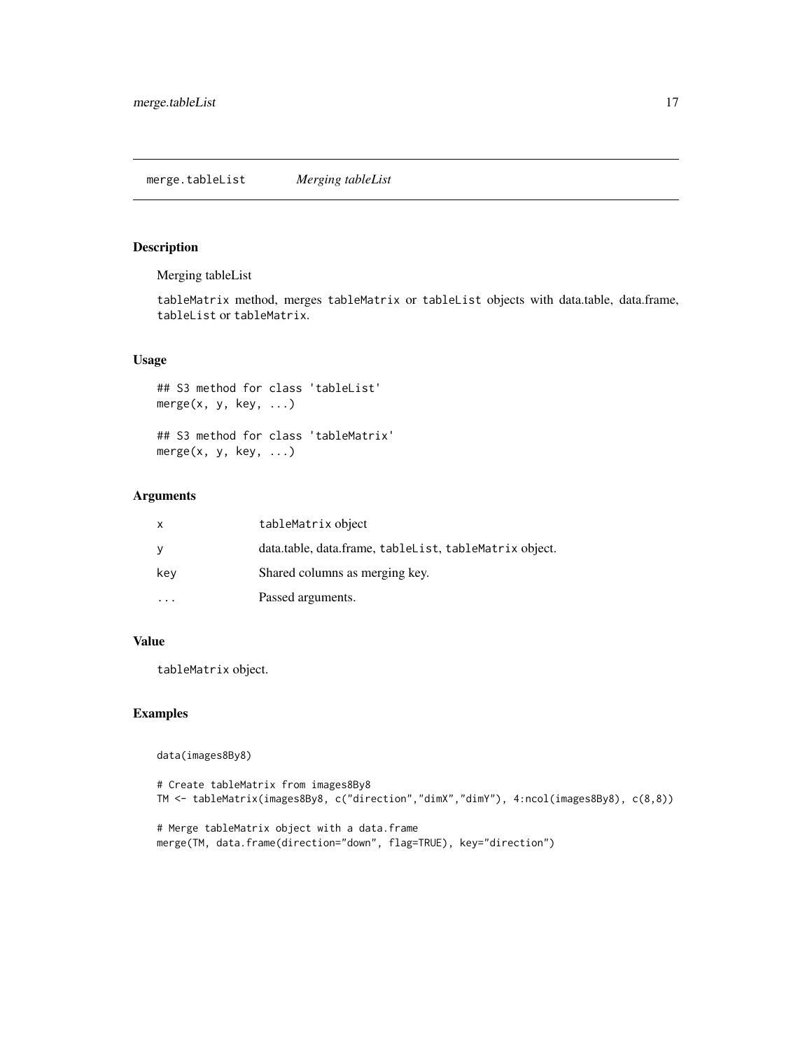merge.tableList *Merging tableList*

## Description

Merging tableList

tableMatrix method, merges tableMatrix or tableList objects with data.table, data.frame, tableList or tableMatrix.

## Usage

```
## S3 method for class 'tableList'
merge(x, y, key, ...)

## S3 method for class 'tableMatrix'
merge(x, y, key, ...)
```

## Arguments

| | |
|---|---|
| x | tableMatrix object |
| y | data.table, data.frame, tableList, tableMatrix object. |
| key | Shared columns as merging key. |
| ... | Passed arguments. |

## Value

tableMatrix object.

## Examples

```
data(images8By8)

# Create tableMatrix from images8By8
TM <- tableMatrix(images8By8, c("direction","dimX","dimY"), 4:ncol(images8By8), c(8,8))

# Merge tableMatrix object with a data.frame
merge(TM, data.frame(direction="down", flag=TRUE), key="direction")
```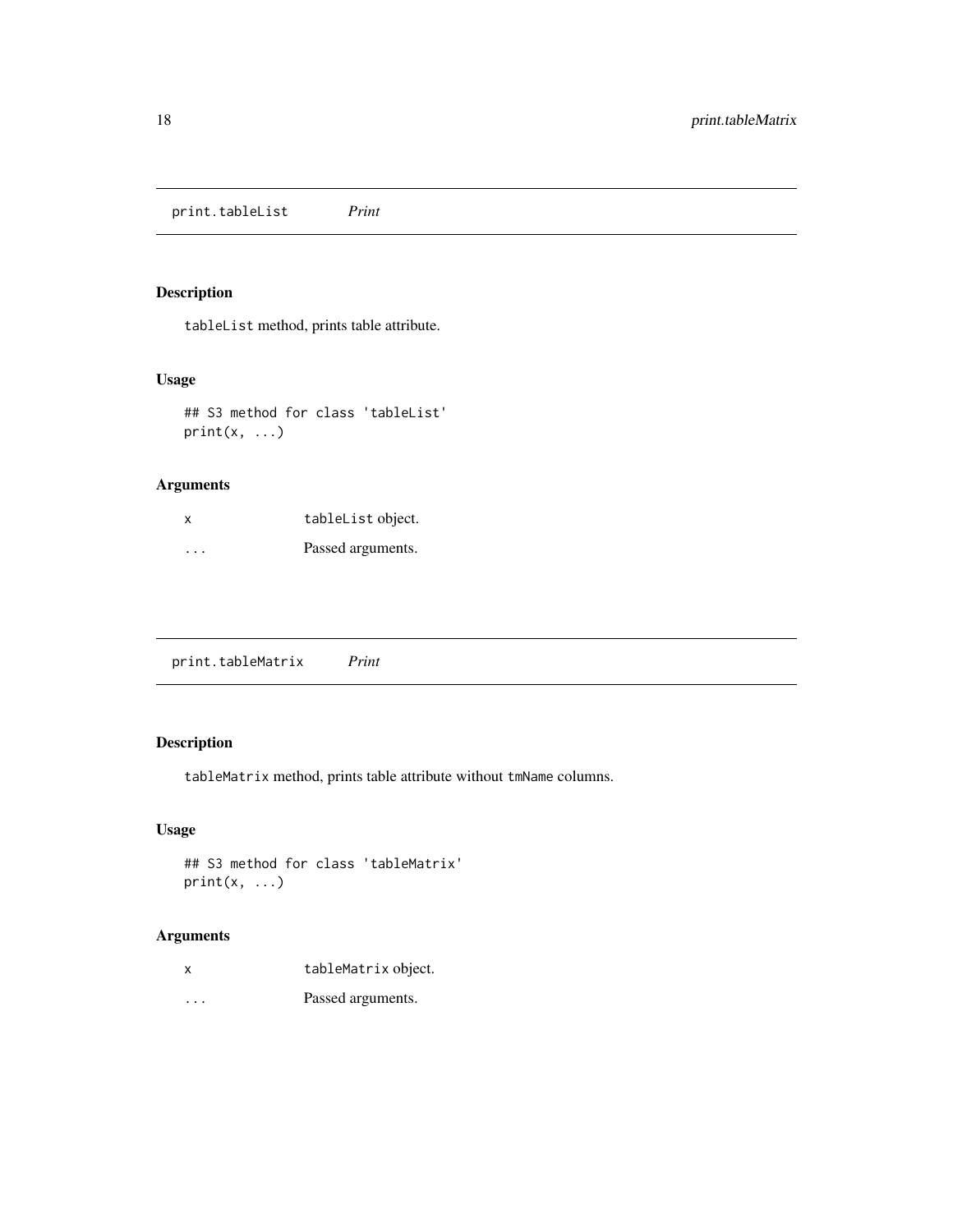## print.tableList *Print*

### Description

`tableList` method, prints table attribute.

### Usage

```
## S3 method for class 'tableList'
print(x, ...)
```

### Arguments

| | |
|---|---|
| `x` | `tableList` object. |
| `...` | Passed arguments. |

## print.tableMatrix *Print*

### Description

`tableMatrix` method, prints table attribute without `tmName` columns.

### Usage

```
## S3 method for class 'tableMatrix'
print(x, ...)
```

### Arguments

| | |
|---|---|
| `x` | `tableMatrix` object. |
| `...` | Passed arguments. |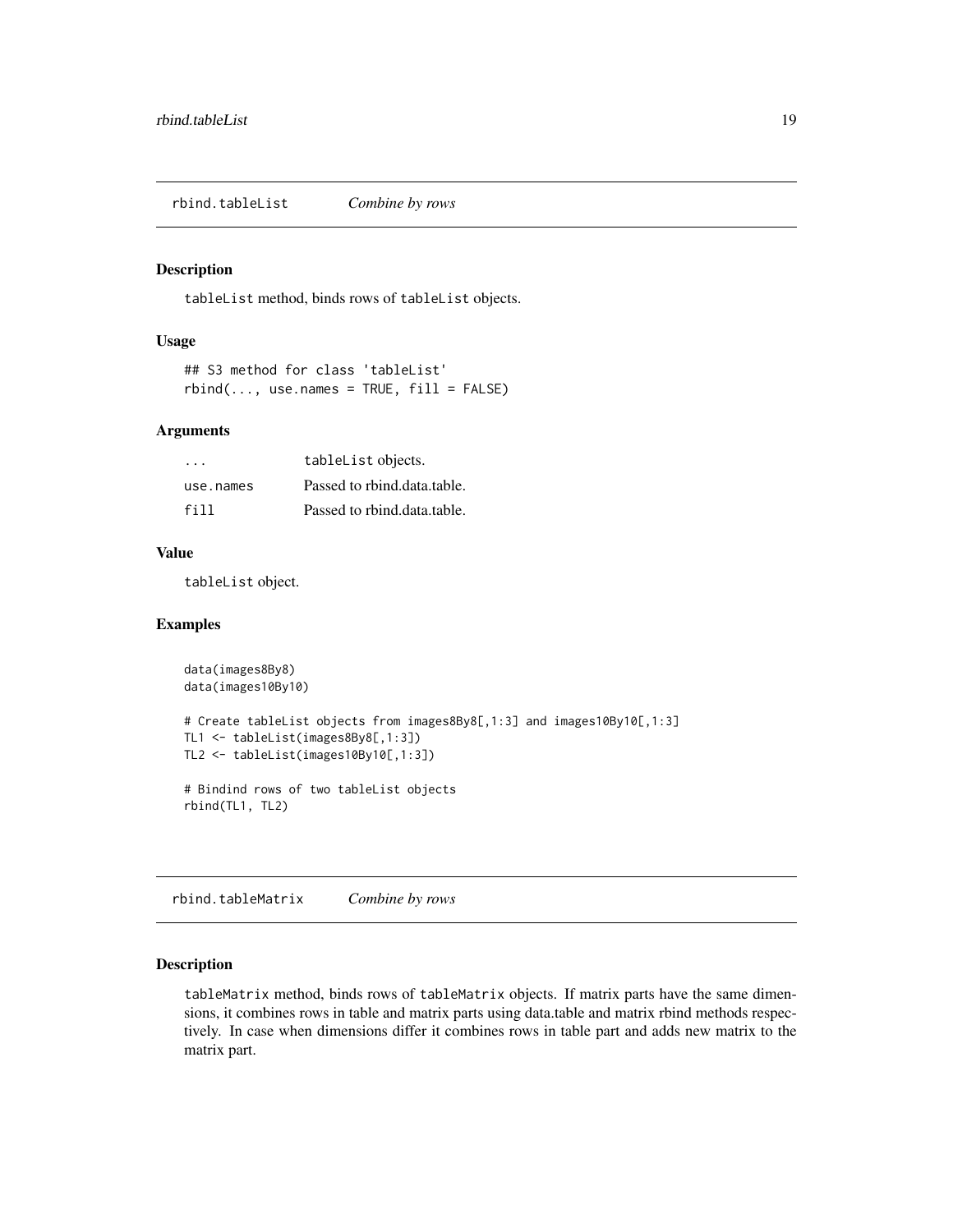## rbind.tableList — *Combine by rows*

### Description

`tableList` method, binds rows of `tableList` objects.

### Usage

```
## S3 method for class 'tableList'
rbind(..., use.names = TRUE, fill = FALSE)
```

### Arguments

| | |
|---|---|
| `...` | `tableList` objects. |
| `use.names` | Passed to rbind.data.table. |
| `fill` | Passed to rbind.data.table. |

### Value

`tableList` object.

### Examples

```
data(images8By8)
data(images10By10)

# Create tableList objects from images8By8[,1:3] and images10By10[,1:3]
TL1 <- tableList(images8By8[,1:3])
TL2 <- tableList(images10By10[,1:3])

# Bindind rows of two tableList objects
rbind(TL1, TL2)
```

## rbind.tableMatrix — *Combine by rows*

### Description

`tableMatrix` method, binds rows of `tableMatrix` objects. If matrix parts have the same dimensions, it combines rows in table and matrix parts using data.table and matrix rbind methods respectively. In case when dimensions differ it combines rows in table part and adds new matrix to the matrix part.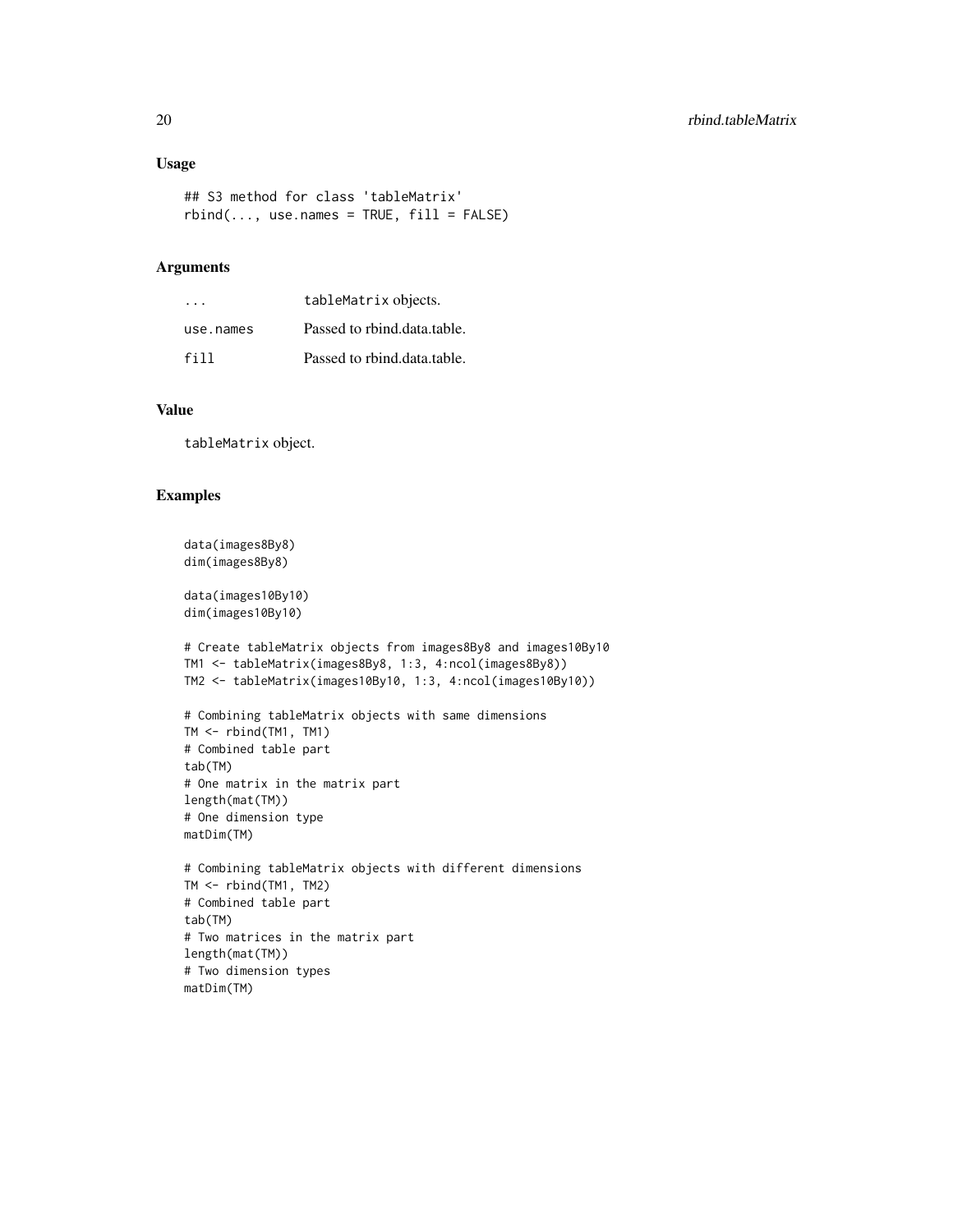## Usage

```
## S3 method for class 'tableMatrix'
rbind(..., use.names = TRUE, fill = FALSE)
```

## Arguments

| | |
|---|---|
| `...` | tableMatrix objects. |
| `use.names` | Passed to rbind.data.table. |
| `fill` | Passed to rbind.data.table. |

## Value

tableMatrix object.

## Examples

```
data(images8By8)
dim(images8By8)

data(images10By10)
dim(images10By10)

# Create tableMatrix objects from images8By8 and images10By10
TM1 <- tableMatrix(images8By8, 1:3, 4:ncol(images8By8))
TM2 <- tableMatrix(images10By10, 1:3, 4:ncol(images10By10))

# Combining tableMatrix objects with same dimensions
TM <- rbind(TM1, TM1)
# Combined table part
tab(TM)
# One matrix in the matrix part
length(mat(TM))
# One dimension type
matDim(TM)

# Combining tableMatrix objects with different dimensions
TM <- rbind(TM1, TM2)
# Combined table part
tab(TM)
# Two matrices in the matrix part
length(mat(TM))
# Two dimension types
matDim(TM)
```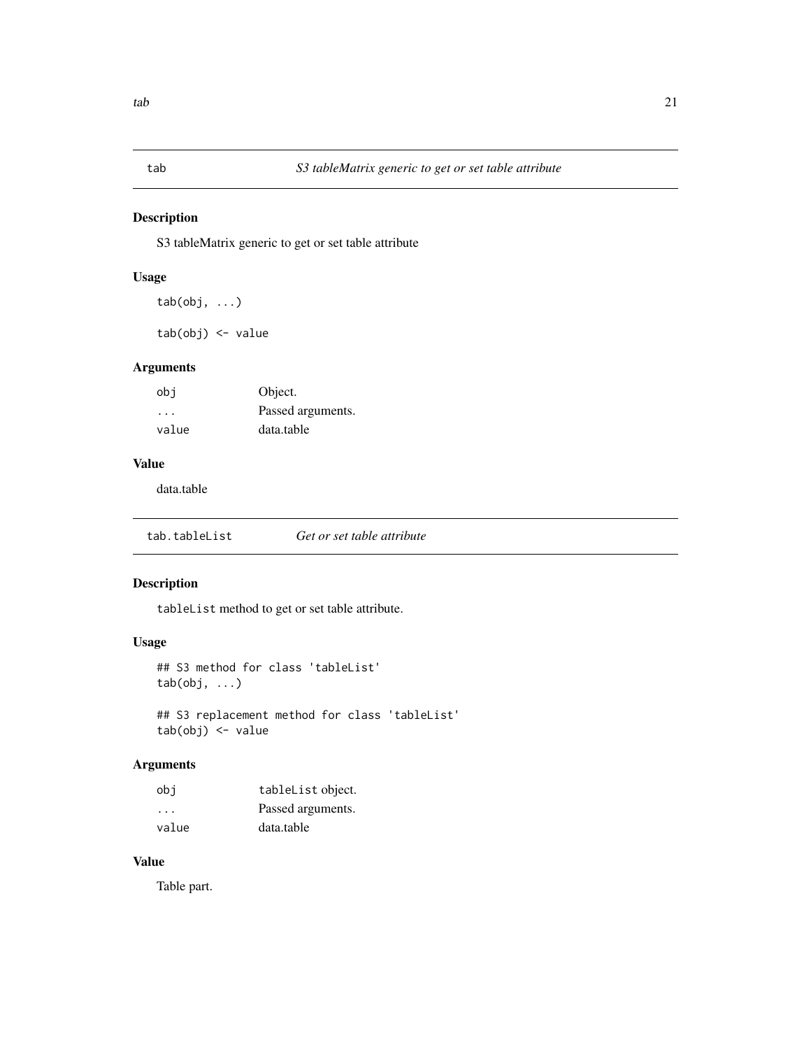## tab — *S3 tableMatrix generic to get or set table attribute*

### Description

S3 tableMatrix generic to get or set table attribute

### Usage

```
tab(obj, ...)

tab(obj) <- value
```

### Arguments

| | |
|---|---|
| `obj` | Object. |
| `...` | Passed arguments. |
| `value` | data.table |

### Value

data.table

## tab.tableList — *Get or set table attribute*

### Description

`tableList` method to get or set table attribute.

### Usage

```
## S3 method for class 'tableList'
tab(obj, ...)

## S3 replacement method for class 'tableList'
tab(obj) <- value
```

### Arguments

| | |
|---|---|
| `obj` | `tableList` object. |
| `...` | Passed arguments. |
| `value` | data.table |

### Value

Table part.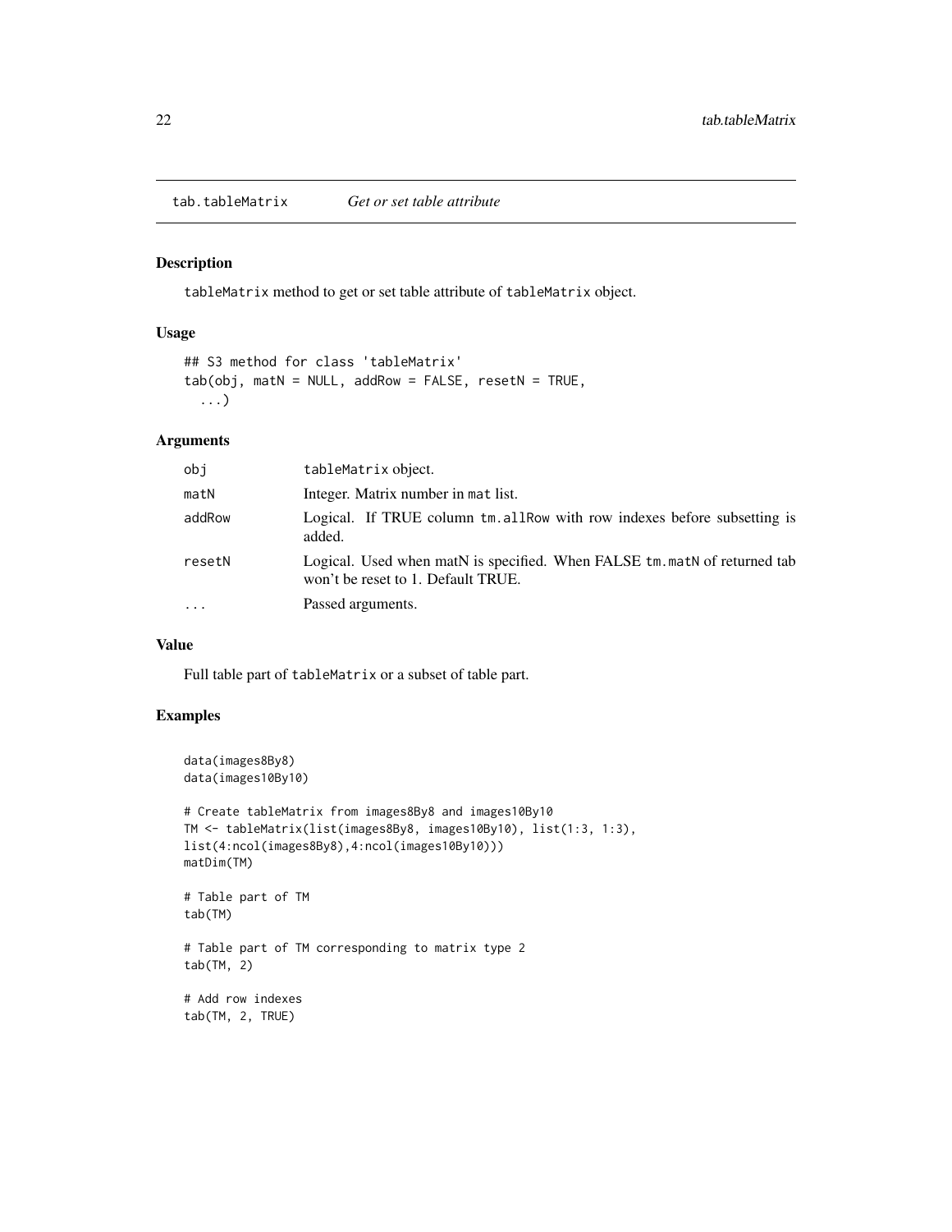## tab.tableMatrix — *Get or set table attribute*

### Description

tableMatrix method to get or set table attribute of tableMatrix object.

### Usage

```
## S3 method for class 'tableMatrix'
tab(obj, matN = NULL, addRow = FALSE, resetN = TRUE,
  ...)
```

### Arguments

| | |
|---|---|
| obj | tableMatrix object. |
| matN | Integer. Matrix number in mat list. |
| addRow | Logical. If TRUE column tm.allRow with row indexes before subsetting is added. |
| resetN | Logical. Used when matN is specified. When FALSE tm.matN of returned tab won't be reset to 1. Default TRUE. |
| ... | Passed arguments. |

### Value

Full table part of tableMatrix or a subset of table part.

### Examples

```
data(images8By8)
data(images10By10)

# Create tableMatrix from images8By8 and images10By10
TM <- tableMatrix(list(images8By8, images10By10), list(1:3, 1:3),
list(4:ncol(images8By8),4:ncol(images10By10)))
matDim(TM)

# Table part of TM
tab(TM)

# Table part of TM corresponding to matrix type 2
tab(TM, 2)

# Add row indexes
tab(TM, 2, TRUE)
```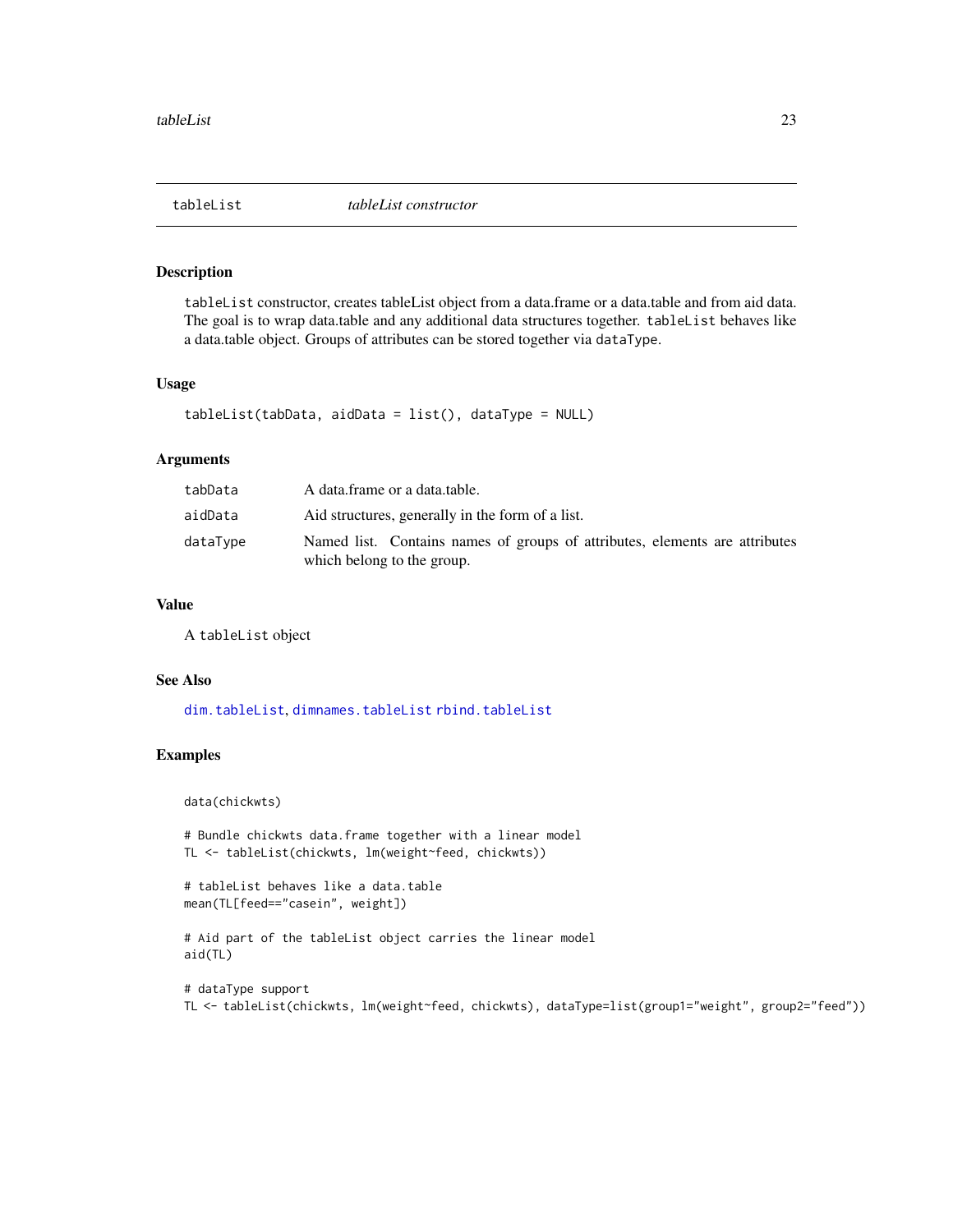## tableList — *tableList constructor*

### Description

`tableList` constructor, creates tableList object from a data.frame or a data.table and from aid data. The goal is to wrap data.table and any additional data structures together. `tableList` behaves like a data.table object. Groups of attributes can be stored together via `dataType`.

### Usage

```
tableList(tabData, aidData = list(), dataType = NULL)
```

### Arguments

| | |
|---|---|
| `tabData` | A data.frame or a data.table. |
| `aidData` | Aid structures, generally in the form of a list. |
| `dataType` | Named list. Contains names of groups of attributes, elements are attributes which belong to the group. |

### Value

A `tableList` object

### See Also

`dim.tableList`, `dimnames.tableList` `rbind.tableList`

### Examples

```
data(chickwts)

# Bundle chickwts data.frame together with a linear model
TL <- tableList(chickwts, lm(weight~feed, chickwts))

# tableList behaves like a data.table
mean(TL[feed=="casein", weight])

# Aid part of the tableList object carries the linear model
aid(TL)

# dataType support
TL <- tableList(chickwts, lm(weight~feed, chickwts), dataType=list(group1="weight", group2="feed"))
```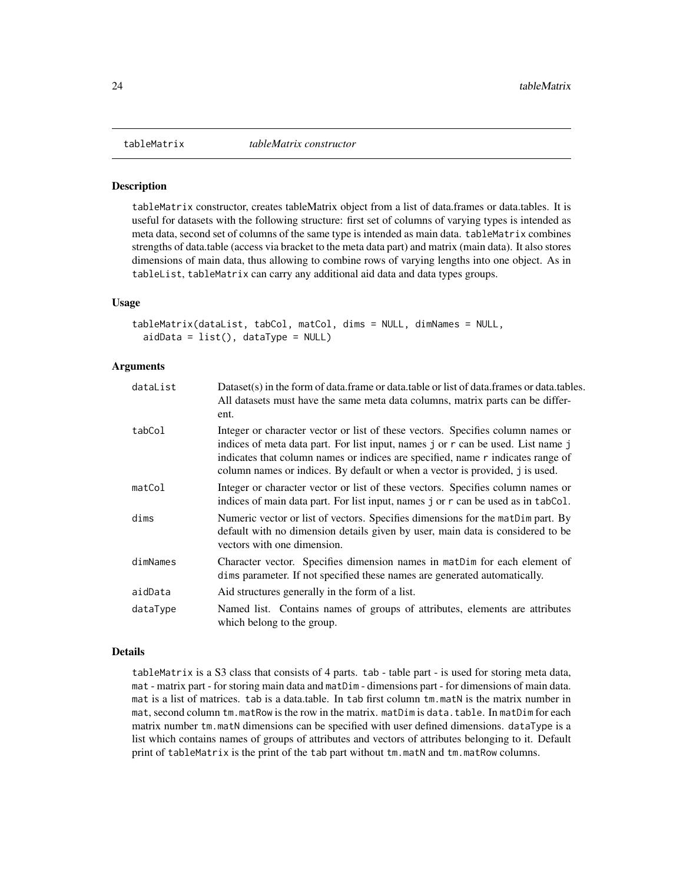# tableMatrix — *tableMatrix constructor*

## Description

tableMatrix constructor, creates tableMatrix object from a list of data.frames or data.tables. It is useful for datasets with the following structure: first set of columns of varying types is intended as meta data, second set of columns of the same type is intended as main data. `tableMatrix` combines strengths of data.table (access via bracket to the meta data part) and matrix (main data). It also stores dimensions of main data, thus allowing to combine rows of varying lengths into one object. As in `tableList`, `tableMatrix` can carry any additional aid data and data types groups.

## Usage

```
tableMatrix(dataList, tabCol, matCol, dims = NULL, dimNames = NULL,
  aidData = list(), dataType = NULL)
```

## Arguments

| | |
|---|---|
| dataList | Dataset(s) in the form of data.frame or data.table or list of data.frames or data.tables. All datasets must have the same meta data columns, matrix parts can be different. |
| tabCol | Integer or character vector or list of these vectors. Specifies column names or indices of meta data part. For list input, names `j` or `r` can be used. List name `j` indicates that column names or indices are specified, name `r` indicates range of column names or indices. By default or when a vector is provided, `j` is used. |
| matCol | Integer or character vector or list of these vectors. Specifies column names or indices of main data part. For list input, names `j` or `r` can be used as in `tabCol`. |
| dims | Numeric vector or list of vectors. Specifies dimensions for the `matDim` part. By default with no dimension details given by user, main data is considered to be vectors with one dimension. |
| dimNames | Character vector. Specifies dimension names in `matDim` for each element of `dims` parameter. If not specified these names are generated automatically. |
| aidData | Aid structures generally in the form of a list. |
| dataType | Named list. Contains names of groups of attributes, elements are attributes which belong to the group. |

## Details

`tableMatrix` is a S3 class that consists of 4 parts. `tab` - table part - is used for storing meta data, `mat` - matrix part - for storing main data and `matDim` - dimensions part - for dimensions of main data. `mat` is a list of matrices. `tab` is a data.table. In `tab` first column `tm.matN` is the matrix number in `mat`, second column `tm.matRow` is the row in the matrix. `matDim` is `data.table`. In `matDim` for each matrix number `tm.matN` dimensions can be specified with user defined dimensions. `dataType` is a list which contains names of groups of attributes and vectors of attributes belonging to it. Default print of `tableMatrix` is the print of the `tab` part without `tm.matN` and `tm.matRow` columns.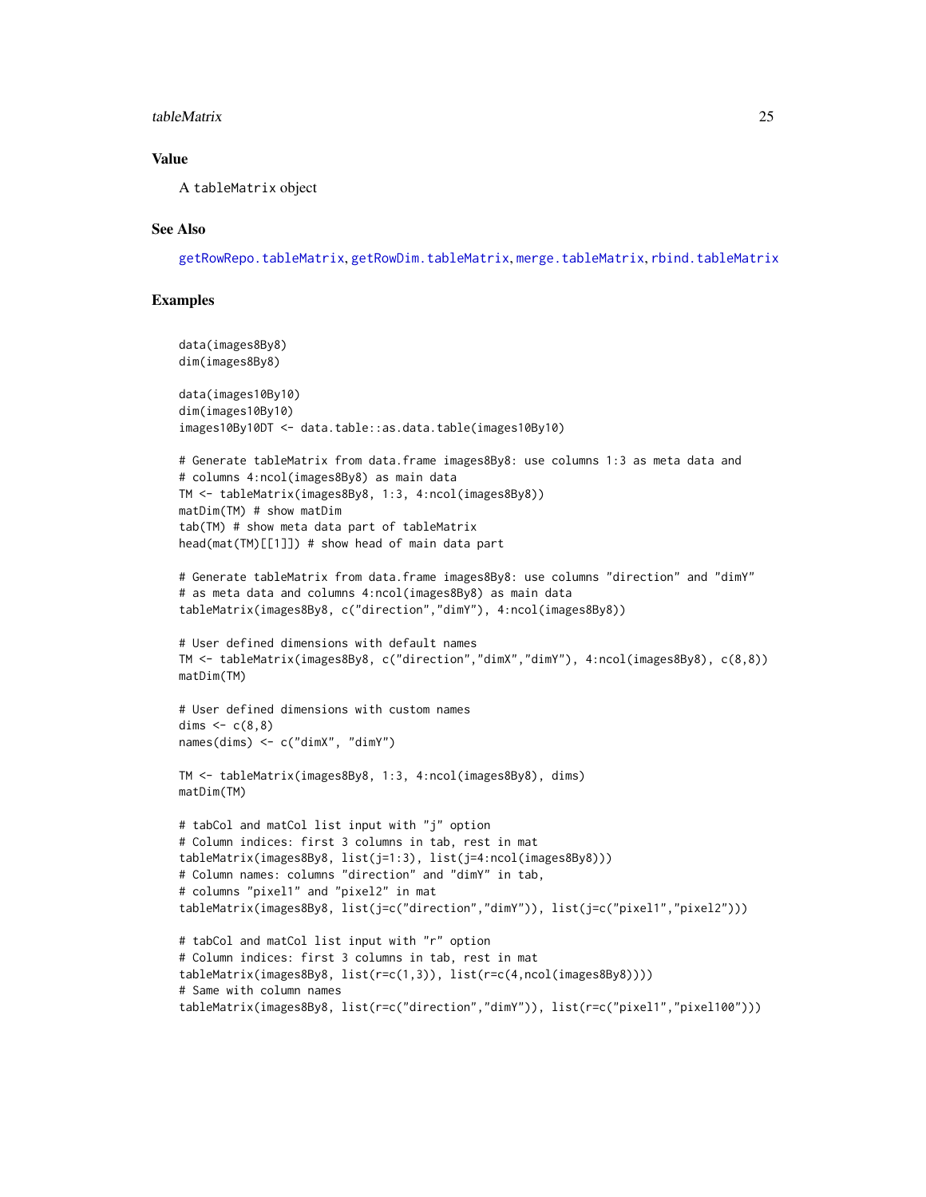## Value

A `tableMatrix` object

## See Also

`getRowRepo.tableMatrix`, `getRowDim.tableMatrix`, `merge.tableMatrix`, `rbind.tableMatrix`

## Examples

```
data(images8By8)
dim(images8By8)

data(images10By10)
dim(images10By10)
images10By10DT <- data.table::as.data.table(images10By10)

# Generate tableMatrix from data.frame images8By8: use columns 1:3 as meta data and
# columns 4:ncol(images8By8) as main data
TM <- tableMatrix(images8By8, 1:3, 4:ncol(images8By8))
matDim(TM) # show matDim
tab(TM) # show meta data part of tableMatrix
head(mat(TM)[[1]]) # show head of main data part

# Generate tableMatrix from data.frame images8By8: use columns "direction" and "dimY"
# as meta data and columns 4:ncol(images8By8) as main data
tableMatrix(images8By8, c("direction","dimY"), 4:ncol(images8By8))

# User defined dimensions with default names
TM <- tableMatrix(images8By8, c("direction","dimX","dimY"), 4:ncol(images8By8), c(8,8))
matDim(TM)

# User defined dimensions with custom names
dims <- c(8,8)
names(dims) <- c("dimX", "dimY")

TM <- tableMatrix(images8By8, 1:3, 4:ncol(images8By8), dims)
matDim(TM)

# tabCol and matCol list input with "j" option
# Column indices: first 3 columns in tab, rest in mat
tableMatrix(images8By8, list(j=1:3), list(j=4:ncol(images8By8)))
# Column names: columns "direction" and "dimY" in tab,
# columns "pixel1" and "pixel2" in mat
tableMatrix(images8By8, list(j=c("direction","dimY")), list(j=c("pixel1","pixel2")))

# tabCol and matCol list input with "r" option
# Column indices: first 3 columns in tab, rest in mat
tableMatrix(images8By8, list(r=c(1,3)), list(r=c(4,ncol(images8By8))))
# Same with column names
tableMatrix(images8By8, list(r=c("direction","dimY")), list(r=c("pixel1","pixel100")))
```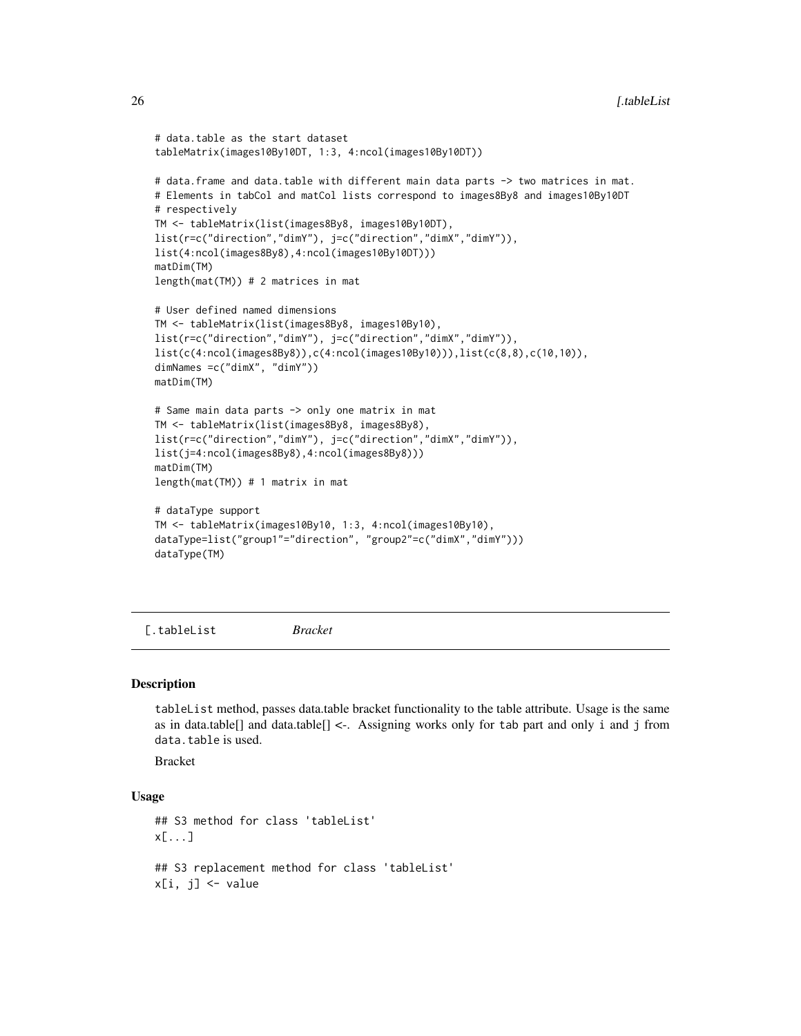```
# data.table as the start dataset
tableMatrix(images10By10DT, 1:3, 4:ncol(images10By10DT))

# data.frame and data.table with different main data parts -> two matrices in mat.
# Elements in tabCol and matCol lists correspond to images8By8 and images10By10DT
# respectively
TM <- tableMatrix(list(images8By8, images10By10DT),
list(r=c("direction","dimY"), j=c("direction","dimX","dimY")),
list(4:ncol(images8By8),4:ncol(images10By10DT)))
matDim(TM)
length(mat(TM)) # 2 matrices in mat

# User defined named dimensions
TM <- tableMatrix(list(images8By8, images10By10),
list(r=c("direction","dimY"), j=c("direction","dimX","dimY")),
list(c(4:ncol(images8By8)),c(4:ncol(images10By10))),list(c(8,8),c(10,10)),
dimNames =c("dimX", "dimY"))
matDim(TM)

# Same main data parts -> only one matrix in mat
TM <- tableMatrix(list(images8By8, images8By8),
list(r=c("direction","dimY"), j=c("direction","dimX","dimY")),
list(j=4:ncol(images8By8),4:ncol(images8By8)))
matDim(TM)
length(mat(TM)) # 1 matrix in mat

# dataType support
TM <- tableMatrix(images10By10, 1:3, 4:ncol(images10By10),
dataType=list("group1"="direction", "group2"=c("dimX","dimY")))
dataType(TM)
```

## [.tableList *Bracket*

### Description

tableList method, passes data.table bracket functionality to the table attribute. Usage is the same as in data.table[] and data.table[] <-. Assigning works only for tab part and only i and j from data.table is used.

Bracket

### Usage

```
## S3 method for class 'tableList'
x[...]

## S3 replacement method for class 'tableList'
x[i, j] <- value
```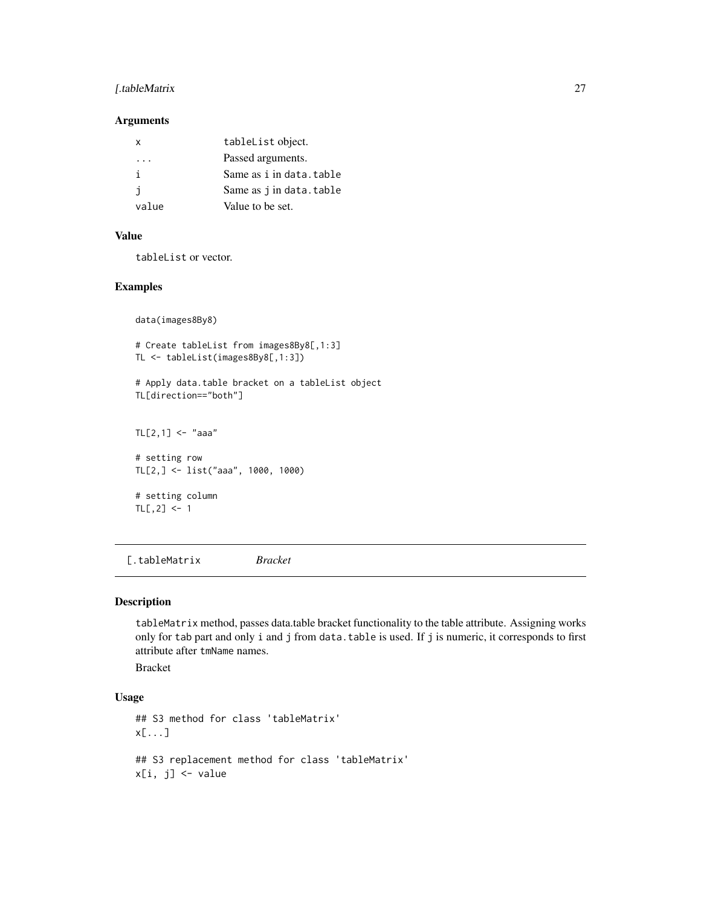### Arguments

| | |
|---|---|
| x | tableList object. |
| ... | Passed arguments. |
| i | Same as i in data.table |
| j | Same as j in data.table |
| value | Value to be set. |

### Value

tableList or vector.

### Examples

```
data(images8By8)

# Create tableList from images8By8[,1:3]
TL <- tableList(images8By8[,1:3])

# Apply data.table bracket on a tableList object
TL[direction=="both"]


TL[2,1] <- "aaa"

# setting row
TL[2,] <- list("aaa", 1000, 1000)

# setting column
TL[,2] <- 1
```

---

## [.tableMatrix *Bracket*

### Description

tableMatrix method, passes data.table bracket functionality to the table attribute. Assigning works only for tab part and only i and j from data.table is used. If j is numeric, it corresponds to first attribute after tmName names.

Bracket

### Usage

```
## S3 method for class 'tableMatrix'
x[...]

## S3 replacement method for class 'tableMatrix'
x[i, j] <- value
```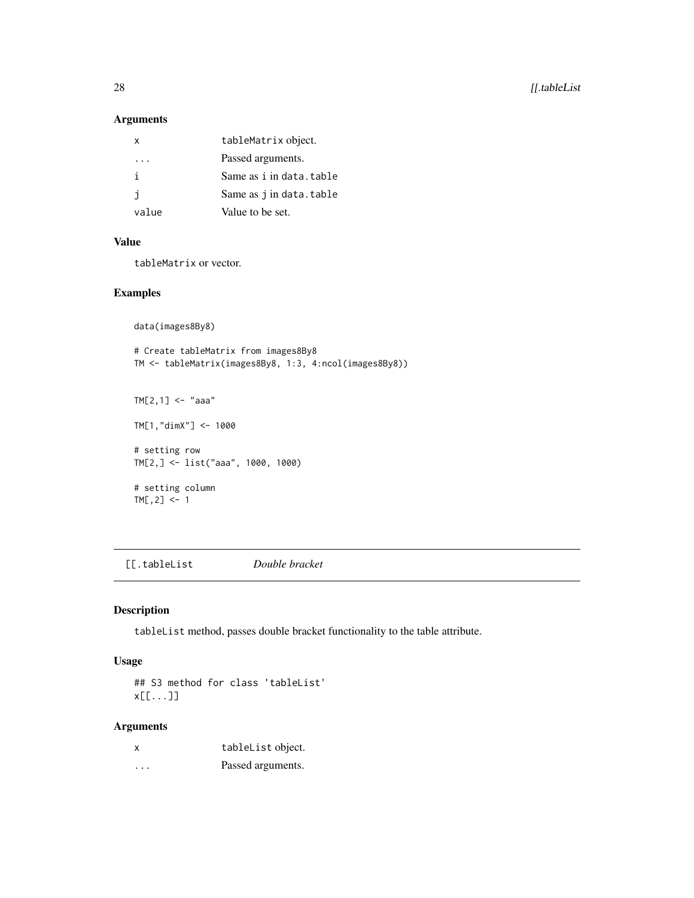## Arguments

| | |
|---|---|
| x | tableMatrix object. |
| ... | Passed arguments. |
| i | Same as i in data.table |
| j | Same as j in data.table |
| value | Value to be set. |

## Value

tableMatrix or vector.

## Examples

```
data(images8By8)

# Create tableMatrix from images8By8
TM <- tableMatrix(images8By8, 1:3, 4:ncol(images8By8))


TM[2,1] <- "aaa"

TM[1,"dimX"] <- 1000

# setting row
TM[2,] <- list("aaa", 1000, 1000)

# setting column
TM[,2] <- 1
```

---

# [[.tableList *Double bracket*

## Description

tableList method, passes double bracket functionality to the table attribute.

## Usage

```
## S3 method for class 'tableList'
x[[...]]
```

## Arguments

| | |
|---|---|
| x | tableList object. |
| ... | Passed arguments. |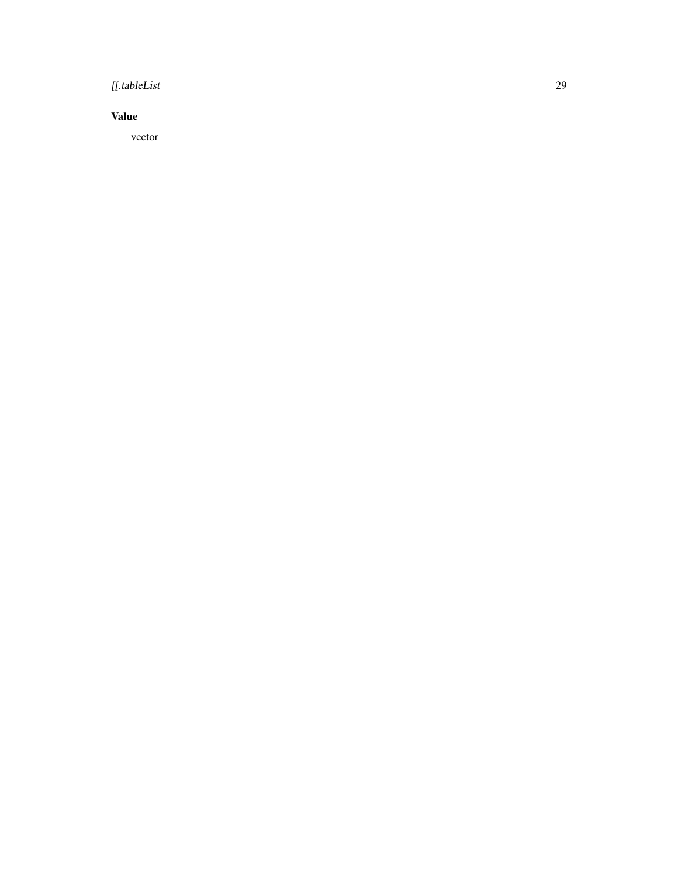### Value

vector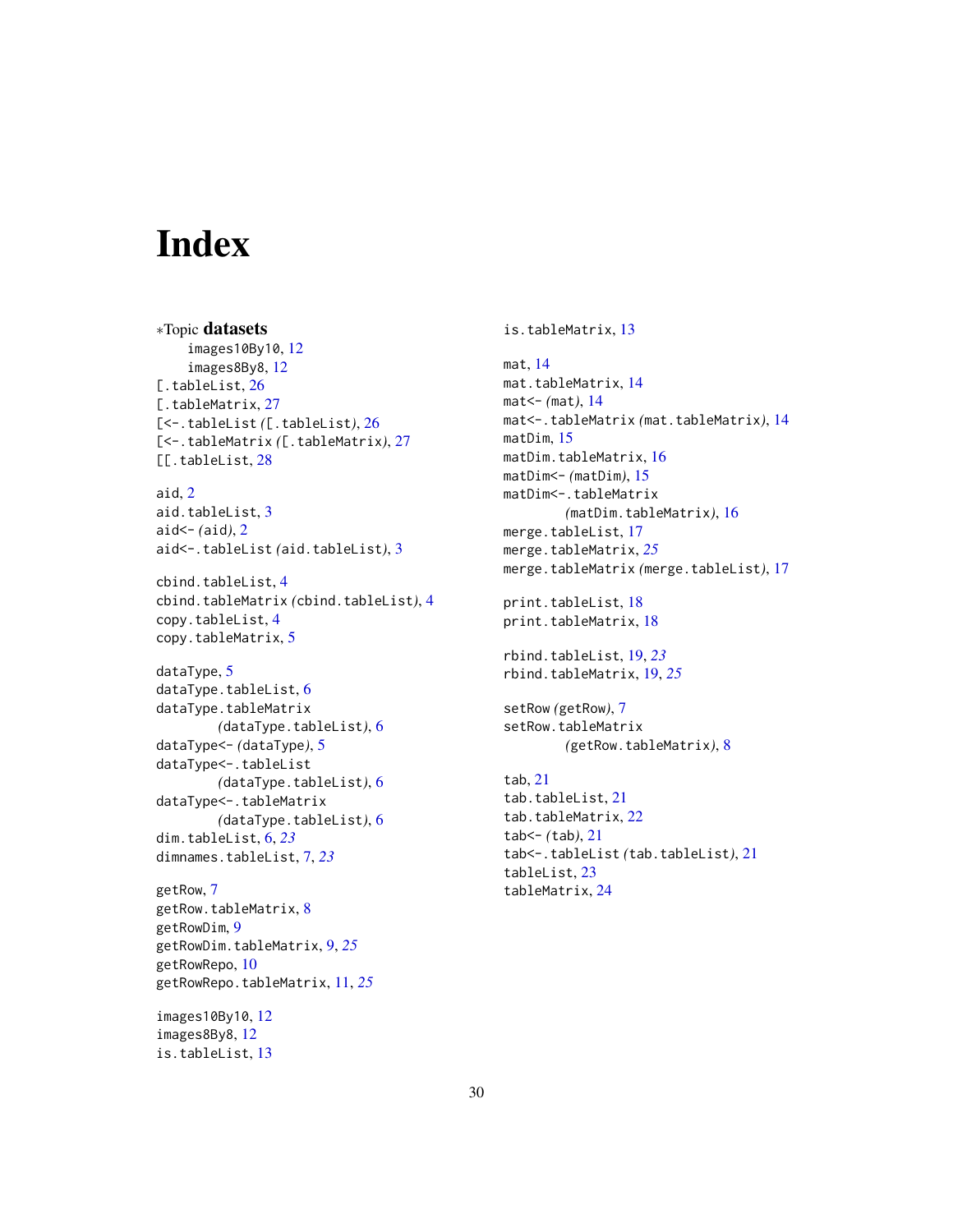# Index

∗Topic **datasets**
  images10By10, 12
  images8By8, 12

[.tableList, 26
[.tableMatrix, 27
[<-.tableList ([.tableList), 26
[<-.tableMatrix ([.tableMatrix), 27
[[.tableList, 28

aid, 2
aid.tableList, 3
aid<- (aid), 2
aid<-.tableList (aid.tableList), 3

cbind.tableList, 4
cbind.tableMatrix (cbind.tableList), 4
copy.tableList, 4
copy.tableMatrix, 5

dataType, 5
dataType.tableList, 6
dataType.tableMatrix (dataType.tableList), 6
dataType<- (dataType), 5
dataType<-.tableList (dataType.tableList), 6
dataType<-.tableMatrix (dataType.tableList), 6
dim.tableList, 6, *23*
dimnames.tableList, 7, *23*

getRow, 7
getRow.tableMatrix, 8
getRowDim, 9
getRowDim.tableMatrix, 9, *25*
getRowRepo, 10
getRowRepo.tableMatrix, 11, *25*

images10By10, 12
images8By8, 12
is.tableList, 13
is.tableMatrix, 13

mat, 14
mat.tableMatrix, 14
mat<- (mat), 14
mat<-.tableMatrix (mat.tableMatrix), 14
matDim, 15
matDim.tableMatrix, 16
matDim<- (matDim), 15
matDim<-.tableMatrix (matDim.tableMatrix), 16
merge.tableList, 17
merge.tableMatrix, *25*
merge.tableMatrix (merge.tableList), 17

print.tableList, 18
print.tableMatrix, 18

rbind.tableList, 19, *23*
rbind.tableMatrix, 19, *25*

setRow (getRow), 7
setRow.tableMatrix (getRow.tableMatrix), 8

tab, 21
tab.tableList, 21
tab.tableMatrix, 22
tab<- (tab), 21
tab<-.tableList (tab.tableList), 21
tableList, 23
tableMatrix, 24